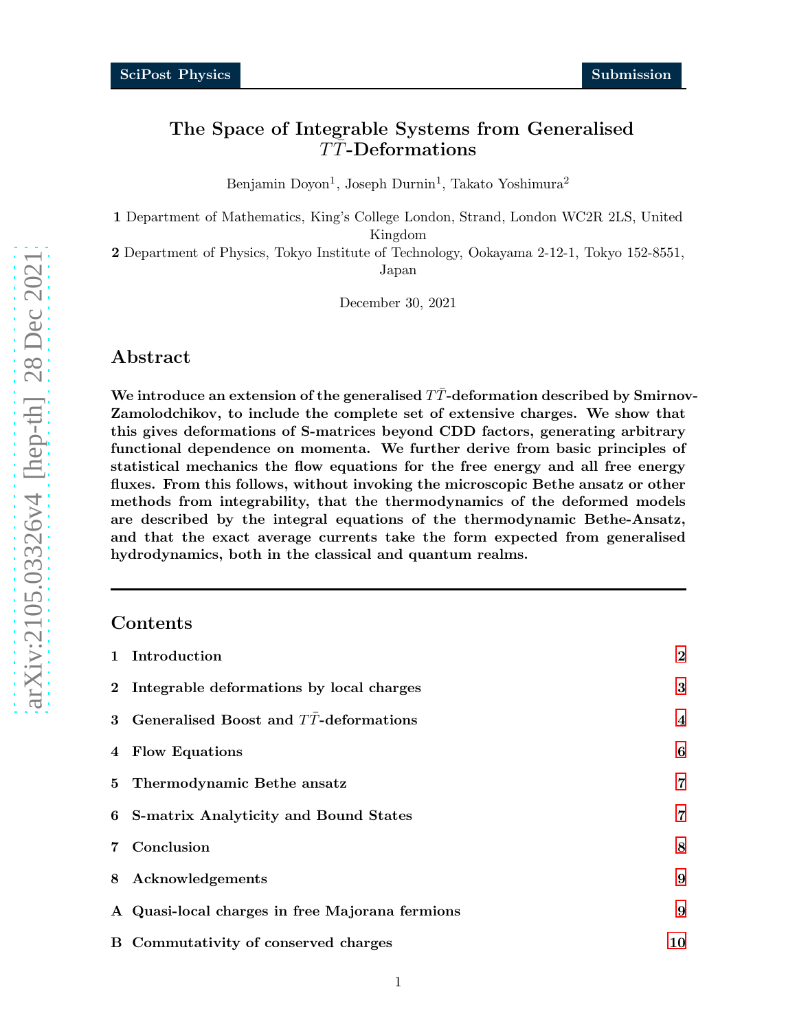# The Space of Integrable Systems from Generalised $T\bar{T}$-Deformations

Benjamin Doyon[1], Joseph Durnin[1], Takato Yoshimura[2]

**1** Department of Mathematics, King's College London, Strand, London WC2R 2LS, United Kingdom

**2** Department of Physics, Tokyo Institute of Technology, Ookayama 2-12-1, Tokyo 152-8551, Japan

December 30, 2021

## Abstract

**We introduce an extension of the generalised $T\bar{T}$-deformation described by Smirnov-Zamolodchikov, to include the complete set of extensive charges. We show that this gives deformations of S-matrices beyond CDD factors, generating arbitrary functional dependence on momenta. We further derive from basic principles of statistical mechanics the flow equations for the free energy and all free energy fluxes. From this follows, without invoking the microscopic Bethe ansatz or other methods from integrability, that the thermodynamics of the deformed models are described by the integral equations of the thermodynamic Bethe-Ansatz, and that the exact average currents take the form expected from generalised hydrodynamics, both in the classical and quantum realms.**

---

## Contents

| | | |
|---|---|---|
| **1** | **Introduction** | **2** |
| **2** | **Integrable deformations by local charges** | **3** |
| **3** | **Generalised Boost and $T\bar{T}$-deformations** | **4** |
| **4** | **Flow Equations** | **6** |
| **5** | **Thermodynamic Bethe ansatz** | **7** |
| **6** | **S-matrix Analyticity and Bound States** | **7** |
| **7** | **Conclusion** | **8** |
| **8** | **Acknowledgements** | **9** |
| **A** | **Quasi-local charges in free Majorana fermions** | **9** |
| **B** | **Commutativity of conserved charges** | **10** |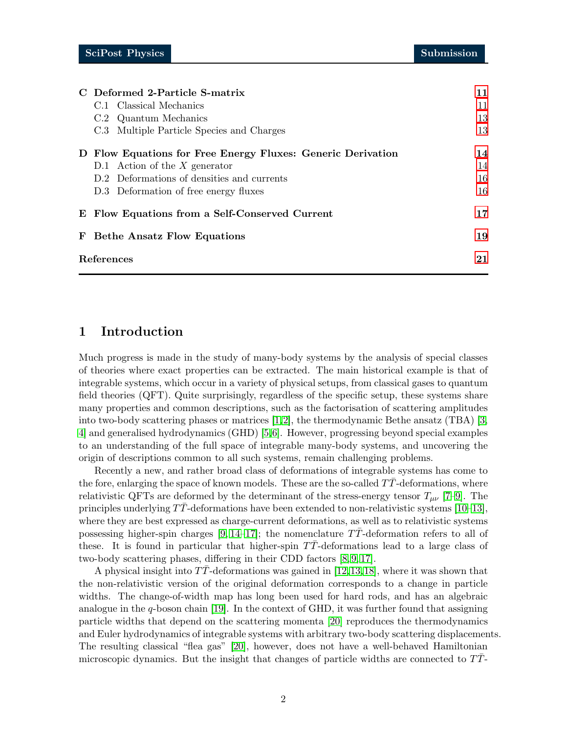C Deformed 2-Particle S-matrix 11
- C.1 Classical Mechanics 11
- C.2 Quantum Mechanics 13
- C.3 Multiple Particle Species and Charges 13

D Flow Equations for Free Energy Fluxes: Generic Derivation 14
- D.1 Action of the $X$ generator 14
- D.2 Deformations of densities and currents 16
- D.3 Deformation of free energy fluxes 16

E Flow Equations from a Self-Conserved Current 17

F Bethe Ansatz Flow Equations 19

References 21

## 1 Introduction

Much progress is made in the study of many-body systems by the analysis of special classes of theories where exact properties can be extracted. The main historical example is that of integrable systems, which occur in a variety of physical setups, from classical gases to quantum field theories (QFT). Quite surprisingly, regardless of the specific setup, these systems share many properties and common descriptions, such as the factorisation of scattering amplitudes into two-body scattering phases or matrices [1,2], the thermodynamic Bethe ansatz (TBA) [3, 4] and generalised hydrodynamics (GHD) [5,6]. However, progressing beyond special examples to an understanding of the full space of integrable many-body systems, and uncovering the origin of descriptions common to all such systems, remain challenging problems.

Recently a new, and rather broad class of deformations of integrable systems has come to the fore, enlarging the space of known models. These are the so-called $T\bar{T}$-deformations, where relativistic QFTs are deformed by the determinant of the stress-energy tensor $T_{\mu\nu}$ [7–9]. The principles underlying $T\bar{T}$-deformations have been extended to non-relativistic systems [10–13], where they are best expressed as charge-current deformations, as well as to relativistic systems possessing higher-spin charges [9, 14–17]; the nomenclature $T\bar{T}$-deformation refers to all of these. It is found in particular that higher-spin $T\bar{T}$-deformations lead to a large class of two-body scattering phases, differing in their CDD factors [8, 9, 17].

A physical insight into $T\bar{T}$-deformations was gained in [12,13,18], where it was shown that the non-relativistic version of the original deformation corresponds to a change in particle widths. The change-of-width map has long been used for hard rods, and has an algebraic analogue in the $q$-boson chain [19]. In the context of GHD, it was further found that assigning particle widths that depend on the scattering momenta [20] reproduces the thermodynamics and Euler hydrodynamics of integrable systems with arbitrary two-body scattering displacements. The resulting classical "flea gas" [20], however, does not have a well-behaved Hamiltonian microscopic dynamics. But the insight that changes of particle widths are connected to $T\bar{T}$-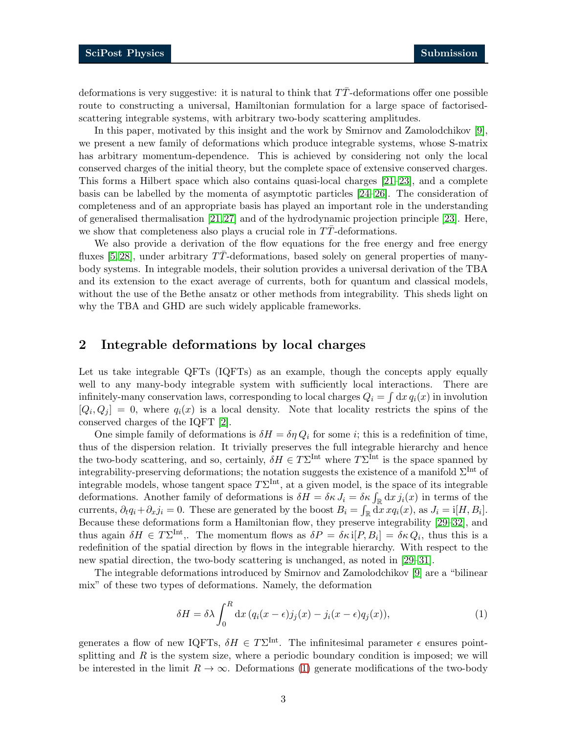deformations is very suggestive: it is natural to think that $T\bar{T}$-deformations offer one possible route to constructing a universal, Hamiltonian formulation for a large space of factorised-scattering integrable systems, with arbitrary two-body scattering amplitudes.

In this paper, motivated by this insight and the work by Smirnov and Zamolodchikov [9], we present a new family of deformations which produce integrable systems, whose S-matrix has arbitrary momentum-dependence. This is achieved by considering not only the local conserved charges of the initial theory, but the complete space of extensive conserved charges. This forms a Hilbert space which also contains quasi-local charges [21–23], and a complete basis can be labelled by the momenta of asymptotic particles [24–26]. The consideration of completeness and of an appropriate basis has played an important role in the understanding of generalised thermalisation [21, 27] and of the hydrodynamic projection principle [23]. Here, we show that completeness also plays a crucial role in $T\bar{T}$-deformations.

We also provide a derivation of the flow equations for the free energy and free energy fluxes [5, 28], under arbitrary $T\bar{T}$-deformations, based solely on general properties of many-body systems. In integrable models, their solution provides a universal derivation of the TBA and its extension to the exact average of currents, both for quantum and classical models, without the use of the Bethe ansatz or other methods from integrability. This sheds light on why the TBA and GHD are such widely applicable frameworks.

## 2 Integrable deformations by local charges

Let us take integrable QFTs (IQFTs) as an example, though the concepts apply equally well to any many-body integrable system with sufficiently local interactions. There are infinitely-many conservation laws, corresponding to local charges $Q_i = \int \mathrm{d}x\, q_i(x)$ in involution $[Q_i, Q_j] = 0$, where $q_i(x)$ is a local density. Note that locality restricts the spins of the conserved charges of the IQFT [2].

One simple family of deformations is $\delta H = \delta\eta\, Q_i$ for some $i$; this is a redefinition of time, thus of the dispersion relation. It trivially preserves the full integrable hierarchy and hence the two-body scattering, and so, certainly, $\delta H \in T\Sigma^{\mathrm{Int}}$ where $T\Sigma^{\mathrm{Int}}$ is the space spanned by integrability-preserving deformations; the notation suggests the existence of a manifold $\Sigma^{\mathrm{Int}}$ of integrable models, whose tangent space $T\Sigma^{\mathrm{Int}}$, at a given model, is the space of its integrable deformations. Another family of deformations is $\delta H = \delta\kappa\, J_i = \delta\kappa \int_{\mathbb{R}} \mathrm{d}x\, j_i(x)$ in terms of the currents, $\partial_t q_i + \partial_x j_i = 0$. These are generated by the boost $B_i = \int_{\mathbb{R}} \mathrm{d}x\, x q_i(x)$, as $J_i = \mathrm{i}[H, B_i]$. Because these deformations form a Hamiltonian flow, they preserve integrability [29–32], and thus again $\delta H \in T\Sigma^{\mathrm{Int}}$,. The momentum flows as $\delta P = \delta\kappa\, \mathrm{i}[P, B_i] = \delta\kappa\, Q_i$, thus this is a redefinition of the spatial direction by flows in the integrable hierarchy. With respect to the new spatial direction, the two-body scattering is unchanged, as noted in [29–31].

The integrable deformations introduced by Smirnov and Zamolodchikov [9] are a "bilinear mix" of these two types of deformations. Namely, the deformation

$$\delta H = \delta\lambda \int_0^R \mathrm{d}x\, (q_i(x-\epsilon) j_j(x) - j_i(x-\epsilon) q_j(x)), \tag{1}$$

generates a flow of new IQFTs, $\delta H \in T\Sigma^{\mathrm{Int}}$. The infinitesimal parameter $\epsilon$ ensures point-splitting and $R$ is the system size, where a periodic boundary condition is imposed; we will be interested in the limit $R \to \infty$. Deformations (1) generate modifications of the two-body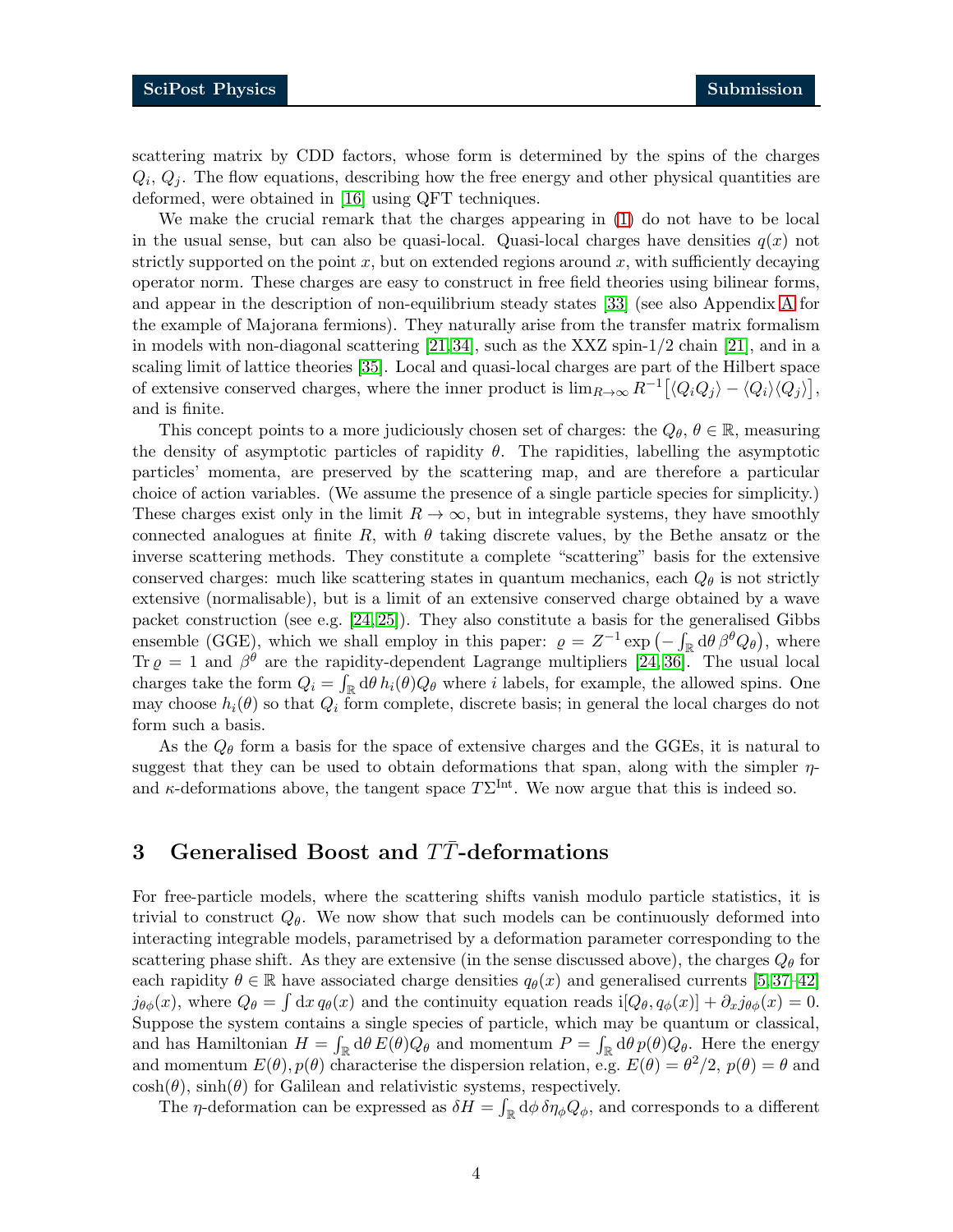scattering matrix by CDD factors, whose form is determined by the spins of the charges $Q_i$, $Q_j$. The flow equations, describing how the free energy and other physical quantities are deformed, were obtained in [16] using QFT techniques.

We make the crucial remark that the charges appearing in (1) do not have to be local in the usual sense, but can also be quasi-local. Quasi-local charges have densities $q(x)$ not strictly supported on the point $x$, but on extended regions around $x$, with sufficiently decaying operator norm. These charges are easy to construct in free field theories using bilinear forms, and appear in the description of non-equilibrium steady states [33] (see also Appendix A for the example of Majorana fermions). They naturally arise from the transfer matrix formalism in models with non-diagonal scattering [21, 34], such as the XXZ spin-1/2 chain [21], and in a scaling limit of lattice theories [35]. Local and quasi-local charges are part of the Hilbert space of extensive conserved charges, where the inner product is $\lim_{R\to\infty} R^{-1}\big[\langle Q_i Q_j\rangle - \langle Q_i\rangle\langle Q_j\rangle\big]$, and is finite.

This concept points to a more judiciously chosen set of charges: the $Q_\theta$, $\theta \in \mathbb{R}$, measuring the density of asymptotic particles of rapidity $\theta$. The rapidities, labelling the asymptotic particles' momenta, are preserved by the scattering map, and are therefore a particular choice of action variables. (We assume the presence of a single particle species for simplicity.) These charges exist only in the limit $R \to \infty$, but in integrable systems, they have smoothly connected analogues at finite $R$, with $\theta$ taking discrete values, by the Bethe ansatz or the inverse scattering methods. They constitute a complete "scattering" basis for the extensive conserved charges: much like scattering states in quantum mechanics, each $Q_\theta$ is not strictly extensive (normalisable), but is a limit of an extensive conserved charge obtained by a wave packet construction (see e.g. [24, 25]). They also constitute a basis for the generalised Gibbs ensemble (GGE), which we shall employ in this paper: $\varrho = Z^{-1}\exp\big(-\int_{\mathbb{R}} \mathrm{d}\theta\, \beta^\theta Q_\theta\big)$, where $\mathrm{Tr}\,\varrho = 1$ and $\beta^\theta$ are the rapidity-dependent Lagrange multipliers [24, 36]. The usual local charges take the form $Q_i = \int_{\mathbb{R}} \mathrm{d}\theta\, h_i(\theta) Q_\theta$ where $i$ labels, for example, the allowed spins. One may choose $h_i(\theta)$ so that $Q_i$ form complete, discrete basis; in general the local charges do not form such a basis.

As the $Q_\theta$ form a basis for the space of extensive charges and the GGEs, it is natural to suggest that they can be used to obtain deformations that span, along with the simpler $\eta$- and $\kappa$-deformations above, the tangent space $T\Sigma^{\mathrm{Int}}$. We now argue that this is indeed so.

## 3 Generalised Boost and $T\bar{T}$-deformations

For free-particle models, where the scattering shifts vanish modulo particle statistics, it is trivial to construct $Q_\theta$. We now show that such models can be continuously deformed into interacting integrable models, parametrised by a deformation parameter corresponding to the scattering phase shift. As they are extensive (in the sense discussed above), the charges $Q_\theta$ for each rapidity $\theta \in \mathbb{R}$ have associated charge densities $q_\theta(x)$ and generalised currents [5, 37–42] $j_{\theta\phi}(x)$, where $Q_\theta = \int \mathrm{d}x\, q_\theta(x)$ and the continuity equation reads $\mathrm{i}[Q_\theta, q_\phi(x)] + \partial_x j_{\theta\phi}(x) = 0$. Suppose the system contains a single species of particle, which may be quantum or classical, and has Hamiltonian $H = \int_{\mathbb{R}} \mathrm{d}\theta\, E(\theta) Q_\theta$ and momentum $P = \int_{\mathbb{R}} \mathrm{d}\theta\, p(\theta) Q_\theta$. Here the energy and momentum $E(\theta), p(\theta)$ characterise the dispersion relation, e.g. $E(\theta) = \theta^2/2$, $p(\theta) = \theta$ and $\cosh(\theta)$, $\sinh(\theta)$ for Galilean and relativistic systems, respectively.

The $\eta$-deformation can be expressed as $\delta H = \int_{\mathbb{R}} \mathrm{d}\phi\, \delta\eta_\phi Q_\phi$, and corresponds to a different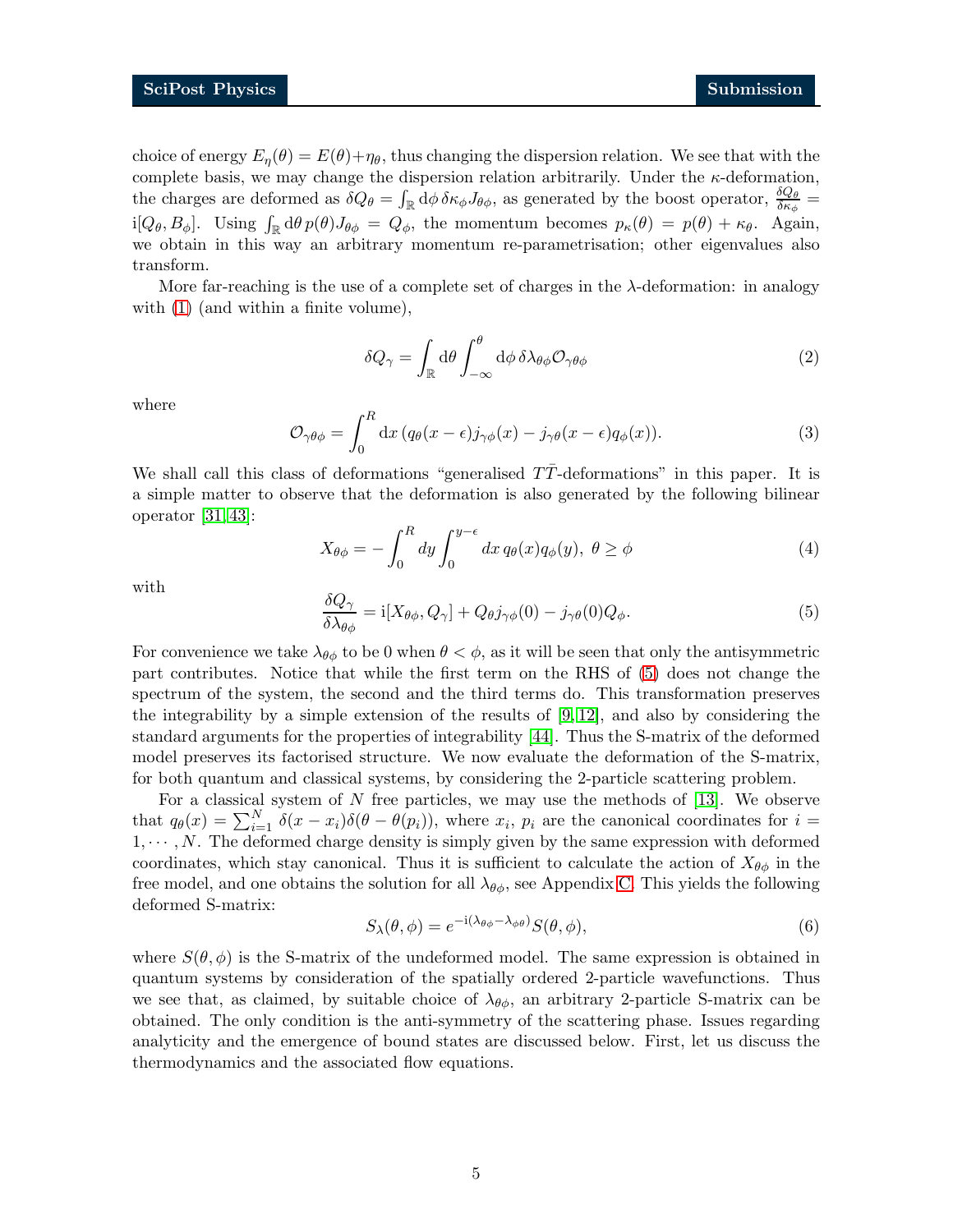choice of energy $E_\eta(\theta) = E(\theta) + \eta_\theta$, thus changing the dispersion relation. We see that with the complete basis, we may change the dispersion relation arbitrarily. Under the $\kappa$-deformation, the charges are deformed as $\delta Q_\theta = \int_{\mathbb{R}} \mathrm{d}\phi\, \delta\kappa_\phi J_{\theta\phi}$, as generated by the boost operator, $\frac{\delta Q_\theta}{\delta \kappa_\phi} = \mathrm{i}[Q_\theta, B_\phi]$. Using $\int_{\mathbb{R}} \mathrm{d}\theta\, p(\theta) J_{\theta\phi} = Q_\phi$, the momentum becomes $p_\kappa(\theta) = p(\theta) + \kappa_\theta$. Again, we obtain in this way an arbitrary momentum re-parametrisation; other eigenvalues also transform.

More far-reaching is the use of a complete set of charges in the $\lambda$-deformation: in analogy with (1) (and within a finite volume),

$$\delta Q_\gamma = \int_{\mathbb{R}} \mathrm{d}\theta \int_{-\infty}^{\theta} \mathrm{d}\phi\, \delta\lambda_{\theta\phi} \mathcal{O}_{\gamma\theta\phi} \tag{2}$$

where

$$\mathcal{O}_{\gamma\theta\phi} = \int_0^R \mathrm{d}x\, (q_\theta(x-\epsilon) j_{\gamma\phi}(x) - j_{\gamma\theta}(x-\epsilon) q_\phi(x)). \tag{3}$$

We shall call this class of deformations "generalised $T\bar{T}$-deformations" in this paper. It is a simple matter to observe that the deformation is also generated by the following bilinear operator [31, 43]:

$$X_{\theta\phi} = -\int_0^R dy \int_0^{y-\epsilon} dx\, q_\theta(x) q_\phi(y),\ \theta \geq \phi \tag{4}$$

with

$$\frac{\delta Q_\gamma}{\delta \lambda_{\theta\phi}} = \mathrm{i}[X_{\theta\phi}, Q_\gamma] + Q_\theta j_{\gamma\phi}(0) - j_{\gamma\theta}(0) Q_\phi. \tag{5}$$

For convenience we take $\lambda_{\theta\phi}$ to be 0 when $\theta < \phi$, as it will be seen that only the antisymmetric part contributes. Notice that while the first term on the RHS of (5) does not change the spectrum of the system, the second and the third terms do. This transformation preserves the integrability by a simple extension of the results of [9, 12], and also by considering the standard arguments for the properties of integrability [44]. Thus the S-matrix of the deformed model preserves its factorised structure. We now evaluate the deformation of the S-matrix, for both quantum and classical systems, by considering the 2-particle scattering problem.

For a classical system of $N$ free particles, we may use the methods of [13]. We observe that $q_\theta(x) = \sum_{i=1}^N \delta(x - x_i)\delta(\theta - \theta(p_i))$, where $x_i$, $p_i$ are the canonical coordinates for $i = 1, \cdots, N$. The deformed charge density is simply given by the same expression with deformed coordinates, which stay canonical. Thus it is sufficient to calculate the action of $X_{\theta\phi}$ in the free model, and one obtains the solution for all $\lambda_{\theta\phi}$, see Appendix C. This yields the following deformed S-matrix:

$$S_\lambda(\theta, \phi) = e^{-\mathrm{i}(\lambda_{\theta\phi} - \lambda_{\phi\theta})} S(\theta, \phi), \tag{6}$$

where $S(\theta, \phi)$ is the S-matrix of the undeformed model. The same expression is obtained in quantum systems by consideration of the spatially ordered 2-particle wavefunctions. Thus we see that, as claimed, by suitable choice of $\lambda_{\theta\phi}$, an arbitrary 2-particle S-matrix can be obtained. The only condition is the anti-symmetry of the scattering phase. Issues regarding analyticity and the emergence of bound states are discussed below. First, let us discuss the thermodynamics and the associated flow equations.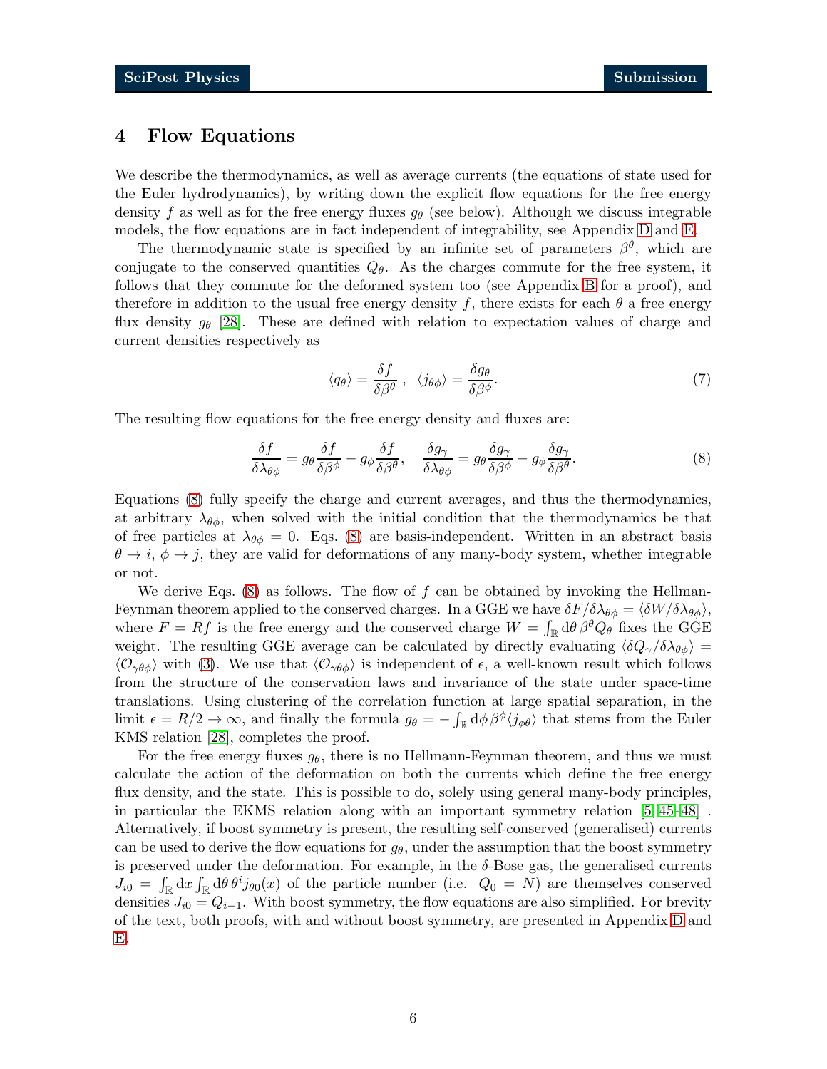## 4 Flow Equations

We describe the thermodynamics, as well as average currents (the equations of state used for the Euler hydrodynamics), by writing down the explicit flow equations for the free energy density $f$ as well as for the free energy fluxes $g_\theta$ (see below). Although we discuss integrable models, the flow equations are in fact independent of integrability, see Appendix D and E.

The thermodynamic state is specified by an infinite set of parameters $\beta^\theta$, which are conjugate to the conserved quantities $Q_\theta$. As the charges commute for the free system, it follows that they commute for the deformed system too (see Appendix B for a proof), and therefore in addition to the usual free energy density $f$, there exists for each $\theta$ a free energy flux density $g_\theta$ [28]. These are defined with relation to expectation values of charge and current densities respectively as

$$\langle q_\theta \rangle = \frac{\delta f}{\delta \beta^\theta}\,, \quad \langle j_{\theta\phi} \rangle = \frac{\delta g_\theta}{\delta \beta^\phi}. \tag{7}$$

The resulting flow equations for the free energy density and fluxes are:

$$\frac{\delta f}{\delta \lambda_{\theta\phi}} = g_\theta \frac{\delta f}{\delta \beta^\phi} - g_\phi \frac{\delta f}{\delta \beta^\theta}, \quad \frac{\delta g_\gamma}{\delta \lambda_{\theta\phi}} = g_\theta \frac{\delta g_\gamma}{\delta \beta^\phi} - g_\phi \frac{\delta g_\gamma}{\delta \beta^\theta}. \tag{8}$$

Equations (8) fully specify the charge and current averages, and thus the thermodynamics, at arbitrary $\lambda_{\theta\phi}$, when solved with the initial condition that the thermodynamics be that of free particles at $\lambda_{\theta\phi} = 0$. Eqs. (8) are basis-independent. Written in an abstract basis $\theta \to i$, $\phi \to j$, they are valid for deformations of any many-body system, whether integrable or not.

We derive Eqs. (8) as follows. The flow of $f$ can be obtained by invoking the Hellman-Feynman theorem applied to the conserved charges. In a GGE we have $\delta F/\delta \lambda_{\theta\phi} = \langle \delta W/\delta \lambda_{\theta\phi} \rangle$, where $F = Rf$ is the free energy and the conserved charge $W = \int_{\mathbb{R}} \mathrm{d}\theta\, \beta^\theta Q_\theta$ fixes the GGE weight. The resulting GGE average can be calculated by directly evaluating $\langle \delta Q_\gamma/\delta \lambda_{\theta\phi} \rangle = \langle \mathcal{O}_{\gamma\theta\phi} \rangle$ with (3). We use that $\langle \mathcal{O}_{\gamma\theta\phi} \rangle$ is independent of $\epsilon$, a well-known result which follows from the structure of the conservation laws and invariance of the state under space-time translations. Using clustering of the correlation function at large spatial separation, in the limit $\epsilon = R/2 \to \infty$, and finally the formula $g_\theta = -\int_{\mathbb{R}} \mathrm{d}\phi\, \beta^\phi \langle j_{\phi\theta} \rangle$ that stems from the Euler KMS relation [28], completes the proof.

For the free energy fluxes $g_\theta$, there is no Hellmann-Feynman theorem, and thus we must calculate the action of the deformation on both the currents which define the free energy flux density, and the state. This is possible to do, solely using general many-body principles, in particular the EKMS relation along with an important symmetry relation [5, 45–48] . Alternatively, if boost symmetry is present, the resulting self-conserved (generalised) currents can be used to derive the flow equations for $g_\theta$, under the assumption that the boost symmetry is preserved under the deformation. For example, in the $\delta$-Bose gas, the generalised currents $J_{i0} = \int_{\mathbb{R}} \mathrm{d}x \int_{\mathbb{R}} \mathrm{d}\theta\, \theta^i j_{\theta 0}(x)$ of the particle number (i.e. $Q_0 = N$) are themselves conserved densities $J_{i0} = Q_{i-1}$. With boost symmetry, the flow equations are also simplified. For brevity of the text, both proofs, with and without boost symmetry, are presented in Appendix D and E.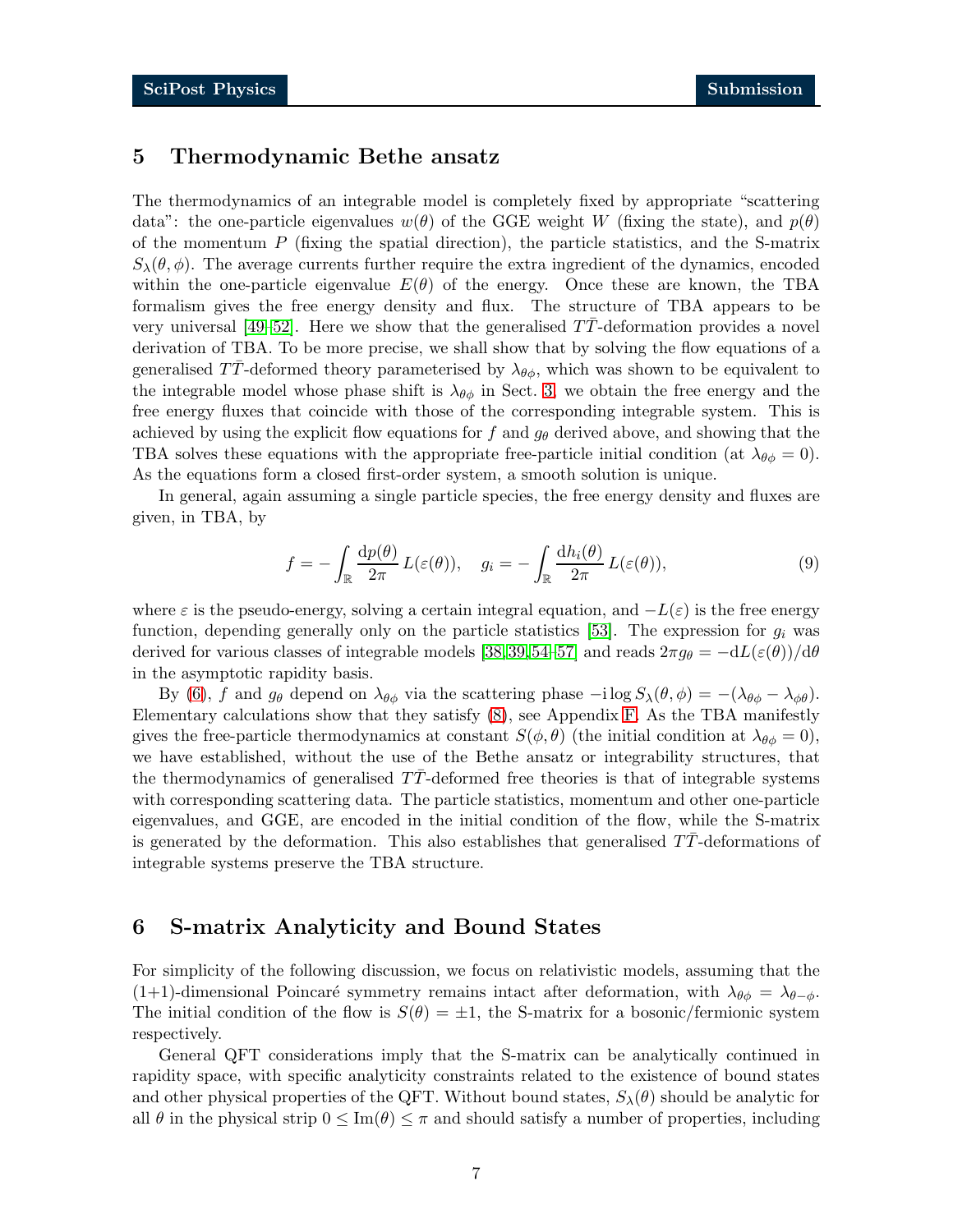## 5 Thermodynamic Bethe ansatz

The thermodynamics of an integrable model is completely fixed by appropriate "scattering data": the one-particle eigenvalues $w(\theta)$ of the GGE weight $W$ (fixing the state), and $p(\theta)$ of the momentum $P$ (fixing the spatial direction), the particle statistics, and the S-matrix $S_\lambda(\theta,\phi)$. The average currents further require the extra ingredient of the dynamics, encoded within the one-particle eigenvalue $E(\theta)$ of the energy. Once these are known, the TBA formalism gives the free energy density and flux. The structure of TBA appears to be very universal [49–52]. Here we show that the generalised $T\bar{T}$-deformation provides a novel derivation of TBA. To be more precise, we shall show that by solving the flow equations of a generalised $T\bar{T}$-deformed theory parameterised by $\lambda_{\theta\phi}$, which was shown to be equivalent to the integrable model whose phase shift is $\lambda_{\theta\phi}$ in Sect. 3, we obtain the free energy and the free energy fluxes that coincide with those of the corresponding integrable system. This is achieved by using the explicit flow equations for $f$ and $g_\theta$ derived above, and showing that the TBA solves these equations with the appropriate free-particle initial condition (at $\lambda_{\theta\phi}=0$). As the equations form a closed first-order system, a smooth solution is unique.

In general, again assuming a single particle species, the free energy density and fluxes are given, in TBA, by

$$f = -\int_{\mathbb{R}} \frac{\mathrm{d}p(\theta)}{2\pi}\, L(\varepsilon(\theta)), \quad g_i = -\int_{\mathbb{R}} \frac{\mathrm{d}h_i(\theta)}{2\pi}\, L(\varepsilon(\theta)), \tag{9}$$

where $\varepsilon$ is the pseudo-energy, solving a certain integral equation, and $-L(\varepsilon)$ is the free energy function, depending generally only on the particle statistics [53]. The expression for $g_i$ was derived for various classes of integrable models [38,39,54–57] and reads $2\pi g_\theta = -\mathrm{d}L(\varepsilon(\theta))/\mathrm{d}\theta$ in the asymptotic rapidity basis.

By (6), $f$ and $g_\theta$ depend on $\lambda_{\theta\phi}$ via the scattering phase $-\mathrm{i}\log S_\lambda(\theta,\phi) = -(\lambda_{\theta\phi}-\lambda_{\phi\theta})$. Elementary calculations show that they satisfy (8), see Appendix F. As the TBA manifestly gives the free-particle thermodynamics at constant $S(\phi,\theta)$ (the initial condition at $\lambda_{\theta\phi}=0$), we have established, without the use of the Bethe ansatz or integrability structures, that the thermodynamics of generalised $T\bar{T}$-deformed free theories is that of integrable systems with corresponding scattering data. The particle statistics, momentum and other one-particle eigenvalues, and GGE, are encoded in the initial condition of the flow, while the S-matrix is generated by the deformation. This also establishes that generalised $T\bar{T}$-deformations of integrable systems preserve the TBA structure.

## 6 S-matrix Analyticity and Bound States

For simplicity of the following discussion, we focus on relativistic models, assuming that the (1+1)-dimensional Poincaré symmetry remains intact after deformation, with $\lambda_{\theta\phi} = \lambda_{\theta-\phi}$. The initial condition of the flow is $S(\theta)=\pm 1$, the S-matrix for a bosonic/fermionic system respectively.

General QFT considerations imply that the S-matrix can be analytically continued in rapidity space, with specific analyticity constraints related to the existence of bound states and other physical properties of the QFT. Without bound states, $S_\lambda(\theta)$ should be analytic for all $\theta$ in the physical strip $0 \le \mathrm{Im}(\theta) \le \pi$ and should satisfy a number of properties, including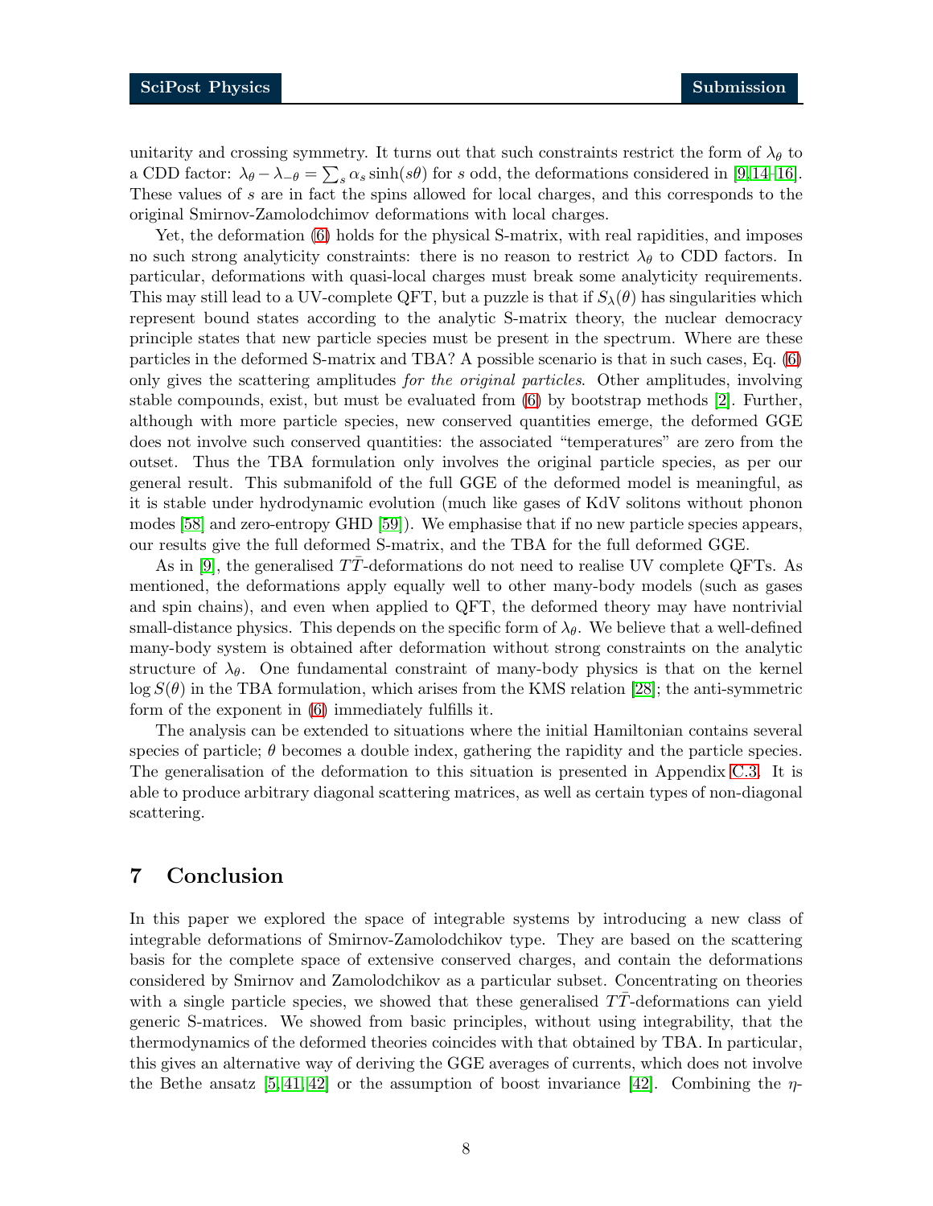unitarity and crossing symmetry. It turns out that such constraints restrict the form of $\lambda_\theta$ to a CDD factor: $\lambda_\theta - \lambda_{-\theta} = \sum_s \alpha_s \sinh(s\theta)$ for $s$ odd, the deformations considered in [9,14–16]. These values of $s$ are in fact the spins allowed for local charges, and this corresponds to the original Smirnov-Zamolodchimov deformations with local charges.

Yet, the deformation (6) holds for the physical S-matrix, with real rapidities, and imposes no such strong analyticity constraints: there is no reason to restrict $\lambda_\theta$ to CDD factors. In particular, deformations with quasi-local charges must break some analyticity requirements. This may still lead to a UV-complete QFT, but a puzzle is that if $S_\lambda(\theta)$ has singularities which represent bound states according to the analytic S-matrix theory, the nuclear democracy principle states that new particle species must be present in the spectrum. Where are these particles in the deformed S-matrix and TBA? A possible scenario is that in such cases, Eq. (6) only gives the scattering amplitudes *for the original particles*. Other amplitudes, involving stable compounds, exist, but must be evaluated from (6) by bootstrap methods [2]. Further, although with more particle species, new conserved quantities emerge, the deformed GGE does not involve such conserved quantities: the associated "temperatures" are zero from the outset. Thus the TBA formulation only involves the original particle species, as per our general result. This submanifold of the full GGE of the deformed model is meaningful, as it is stable under hydrodynamic evolution (much like gases of KdV solitons without phonon modes [58] and zero-entropy GHD [59]). We emphasise that if no new particle species appears, our results give the full deformed S-matrix, and the TBA for the full deformed GGE.

As in [9], the generalised $T\bar{T}$-deformations do not need to realise UV complete QFTs. As mentioned, the deformations apply equally well to other many-body models (such as gases and spin chains), and even when applied to QFT, the deformed theory may have nontrivial small-distance physics. This depends on the specific form of $\lambda_\theta$. We believe that a well-defined many-body system is obtained after deformation without strong constraints on the analytic structure of $\lambda_\theta$. One fundamental constraint of many-body physics is that on the kernel $\log S(\theta)$ in the TBA formulation, which arises from the KMS relation [28]; the anti-symmetric form of the exponent in (6) immediately fulfills it.

The analysis can be extended to situations where the initial Hamiltonian contains several species of particle; $\theta$ becomes a double index, gathering the rapidity and the particle species. The generalisation of the deformation to this situation is presented in Appendix C.3. It is able to produce arbitrary diagonal scattering matrices, as well as certain types of non-diagonal scattering.

# 7 Conclusion

In this paper we explored the space of integrable systems by introducing a new class of integrable deformations of Smirnov-Zamolodchikov type. They are based on the scattering basis for the complete space of extensive conserved charges, and contain the deformations considered by Smirnov and Zamolodchikov as a particular subset. Concentrating on theories with a single particle species, we showed that these generalised $T\bar{T}$-deformations can yield generic S-matrices. We showed from basic principles, without using integrability, that the thermodynamics of the deformed theories coincides with that obtained by TBA. In particular, this gives an alternative way of deriving the GGE averages of currents, which does not involve the Bethe ansatz [5,41,42] or the assumption of boost invariance [42]. Combining the $\eta$-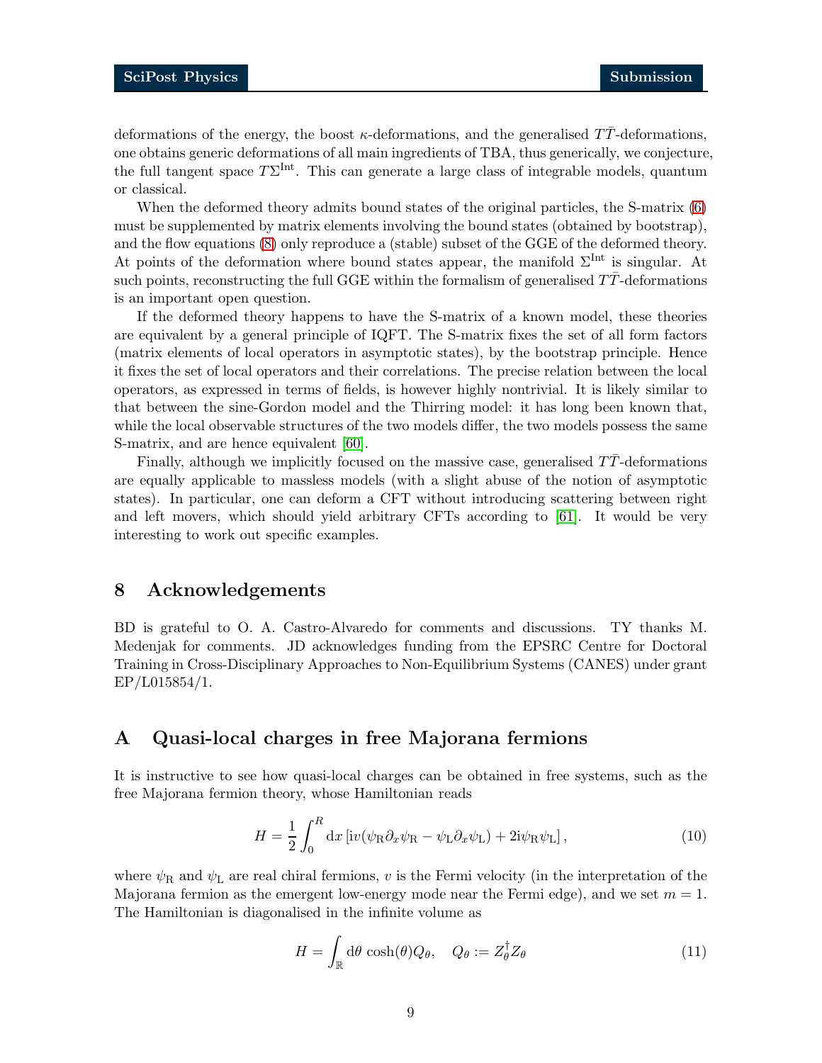deformations of the energy, the boost $\kappa$-deformations, and the generalised $T\bar{T}$-deformations, one obtains generic deformations of all main ingredients of TBA, thus generically, we conjecture, the full tangent space $T\Sigma^{\rm Int}$. This can generate a large class of integrable models, quantum or classical.

When the deformed theory admits bound states of the original particles, the S-matrix (6) must be supplemented by matrix elements involving the bound states (obtained by bootstrap), and the flow equations (8) only reproduce a (stable) subset of the GGE of the deformed theory. At points of the deformation where bound states appear, the manifold $\Sigma^{\rm Int}$ is singular. At such points, reconstructing the full GGE within the formalism of generalised $T\bar{T}$-deformations is an important open question.

If the deformed theory happens to have the S-matrix of a known model, these theories are equivalent by a general principle of IQFT. The S-matrix fixes the set of all form factors (matrix elements of local operators in asymptotic states), by the bootstrap principle. Hence it fixes the set of local operators and their correlations. The precise relation between the local operators, as expressed in terms of fields, is however highly nontrivial. It is likely similar to that between the sine-Gordon model and the Thirring model: it has long been known that, while the local observable structures of the two models differ, the two models possess the same S-matrix, and are hence equivalent [60].

Finally, although we implicitly focused on the massive case, generalised $T\bar{T}$-deformations are equally applicable to massless models (with a slight abuse of the notion of asymptotic states). In particular, one can deform a CFT without introducing scattering between right and left movers, which should yield arbitrary CFTs according to [61]. It would be very interesting to work out specific examples.

# 8 Acknowledgements

BD is grateful to O. A. Castro-Alvaredo for comments and discussions. TY thanks M. Medenjak for comments. JD acknowledges funding from the EPSRC Centre for Doctoral Training in Cross-Disciplinary Approaches to Non-Equilibrium Systems (CANES) under grant EP/L015854/1.

# A Quasi-local charges in free Majorana fermions

It is instructive to see how quasi-local charges can be obtained in free systems, such as the free Majorana fermion theory, whose Hamiltonian reads

$$H = \frac{1}{2}\int_0^R \mathrm{d}x\,[\mathrm{i}v(\psi_{\rm R}\partial_x\psi_{\rm R} - \psi_{\rm L}\partial_x\psi_{\rm L}) + 2\mathrm{i}\psi_{\rm R}\psi_{\rm L}]\,, \tag{10}$$

where $\psi_{\rm R}$ and $\psi_{\rm L}$ are real chiral fermions, $v$ is the Fermi velocity (in the interpretation of the Majorana fermion as the emergent low-energy mode near the Fermi edge), and we set $m = 1$. The Hamiltonian is diagonalised in the infinite volume as

$$H = \int_{\mathbb{R}} \mathrm{d}\theta\,\cosh(\theta) Q_\theta, \quad Q_\theta := Z_\theta^\dagger Z_\theta \tag{11}$$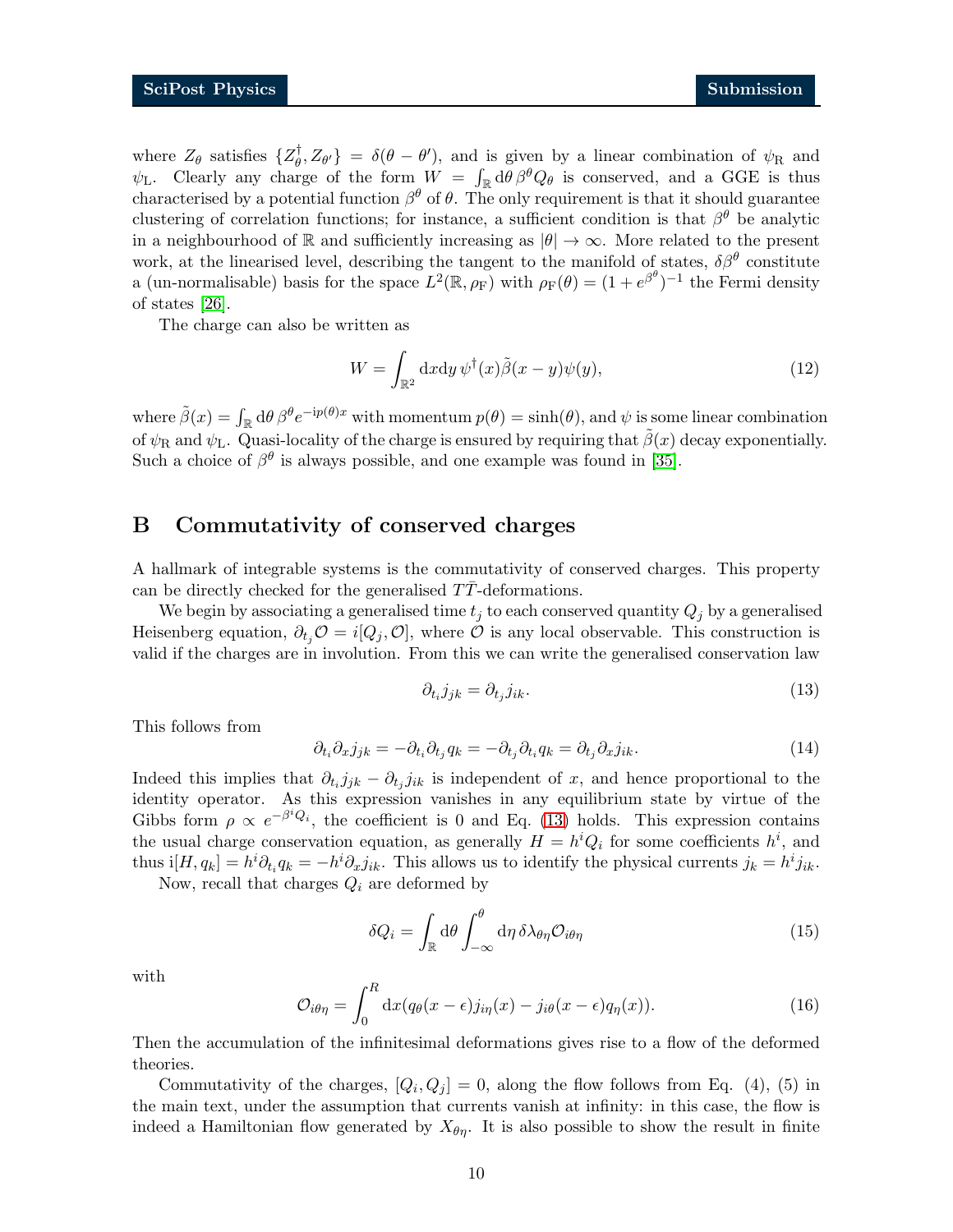where $Z_\theta$ satisfies $\{Z_\theta^\dagger, Z_{\theta'}\} = \delta(\theta - \theta')$, and is given by a linear combination of $\psi_{\rm R}$ and $\psi_{\rm L}$. Clearly any charge of the form $W = \int_{\mathbb{R}} {\rm d}\theta\, \beta^\theta Q_\theta$ is conserved, and a GGE is thus characterised by a potential function $\beta^\theta$ of $\theta$. The only requirement is that it should guarantee clustering of correlation functions; for instance, a sufficient condition is that $\beta^\theta$ be analytic in a neighbourhood of $\mathbb{R}$ and sufficiently increasing as $|\theta| \to \infty$. More related to the present work, at the linearised level, describing the tangent to the manifold of states, $\delta\beta^\theta$ constitute a (un-normalisable) basis for the space $L^2(\mathbb{R}, \rho_{\rm F})$ with $\rho_{\rm F}(\theta) = (1 + e^{\beta^\theta})^{-1}$ the Fermi density of states [26].

The charge can also be written as

$$W = \int_{\mathbb{R}^2} {\rm d}x{\rm d}y\, \psi^\dagger(x)\tilde{\beta}(x - y)\psi(y), \tag{12}$$

where $\tilde{\beta}(x) = \int_{\mathbb{R}} {\rm d}\theta\, \beta^\theta e^{-{\rm i}p(\theta)x}$ with momentum $p(\theta) = \sinh(\theta)$, and $\psi$ is some linear combination of $\psi_{\rm R}$ and $\psi_{\rm L}$. Quasi-locality of the charge is ensured by requiring that $\tilde{\beta}(x)$ decay exponentially. Such a choice of $\beta^\theta$ is always possible, and one example was found in [35].

## B Commutativity of conserved charges

A hallmark of integrable systems is the commutativity of conserved charges. This property can be directly checked for the generalised $T\bar{T}$-deformations.

We begin by associating a generalised time $t_j$ to each conserved quantity $Q_j$ by a generalised Heisenberg equation, $\partial_{t_j}\mathcal{O} = i[Q_j, \mathcal{O}]$, where $\mathcal{O}$ is any local observable. This construction is valid if the charges are in involution. From this we can write the generalised conservation law

$$\partial_{t_i} j_{jk} = \partial_{t_j} j_{ik}. \tag{13}$$

This follows from

$$\partial_{t_i}\partial_x j_{jk} = -\partial_{t_i}\partial_{t_j} q_k = -\partial_{t_j}\partial_{t_i} q_k = \partial_{t_j}\partial_x j_{ik}. \tag{14}$$

Indeed this implies that $\partial_{t_i} j_{jk} - \partial_{t_j} j_{ik}$ is independent of $x$, and hence proportional to the identity operator. As this expression vanishes in any equilibrium state by virtue of the Gibbs form $\rho \propto e^{-\beta^i Q_i}$, the coefficient is 0 and Eq. (13) holds. This expression contains the usual charge conservation equation, as generally $H = h^i Q_i$ for some coefficients $h^i$, and thus ${\rm i}[H, q_k] = h^i\partial_{t_i} q_k = -h^i\partial_x j_{ik}$. This allows us to identify the physical currents $j_k = h^i j_{ik}$.

Now, recall that charges $Q_i$ are deformed by

$$\delta Q_i = \int_{\mathbb{R}} {\rm d}\theta \int_{-\infty}^{\theta} {\rm d}\eta\, \delta\lambda_{\theta\eta}\mathcal{O}_{i\theta\eta} \tag{15}$$

with

$$\mathcal{O}_{i\theta\eta} = \int_0^R {\rm d}x (q_\theta(x - \epsilon)j_{i\eta}(x) - j_{i\theta}(x - \epsilon)q_\eta(x)). \tag{16}$$

Then the accumulation of the infinitesimal deformations gives rise to a flow of the deformed theories.

Commutativity of the charges, $[Q_i, Q_j] = 0$, along the flow follows from Eq. (4), (5) in the main text, under the assumption that currents vanish at infinity: in this case, the flow is indeed a Hamiltonian flow generated by $X_{\theta\eta}$. It is also possible to show the result in finite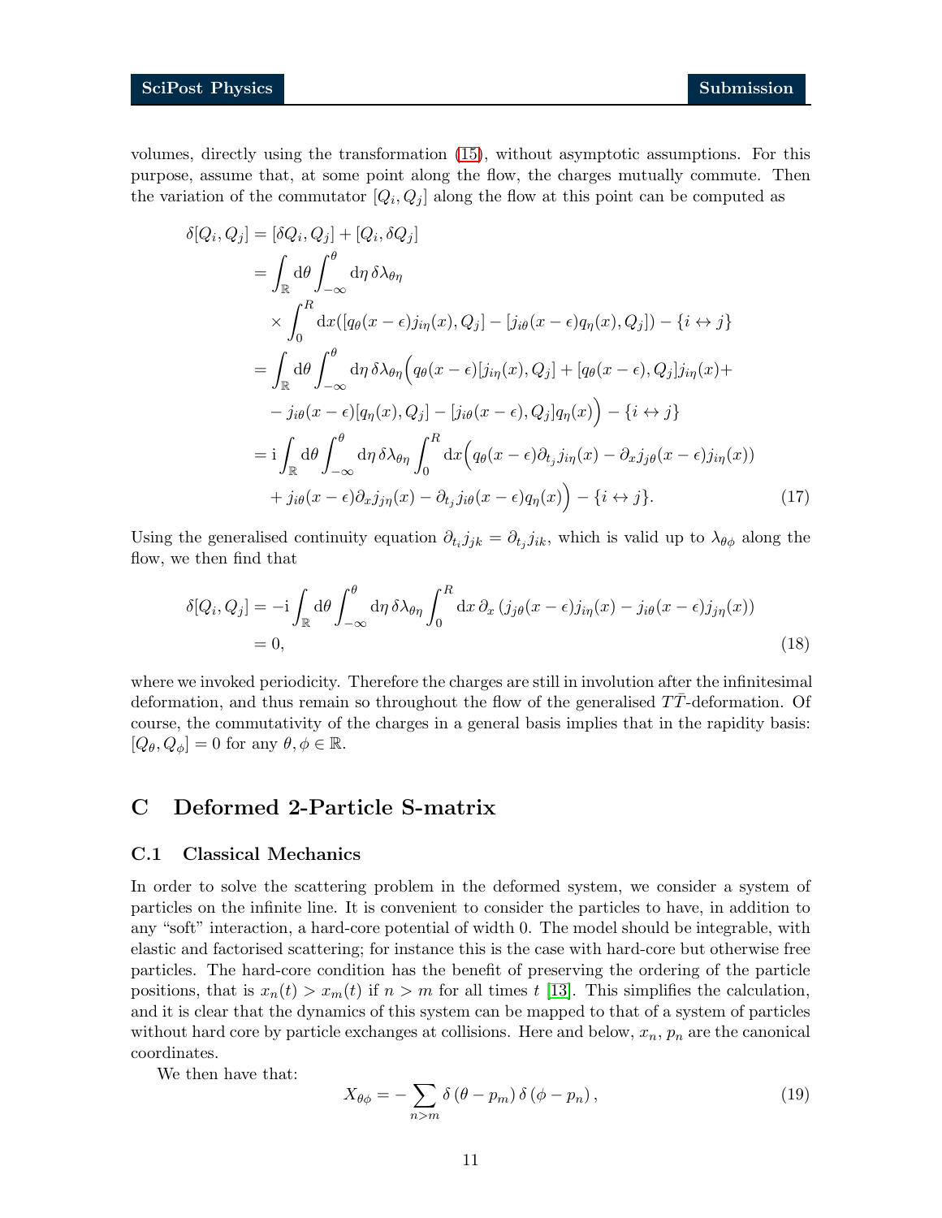volumes, directly using the transformation (15), without asymptotic assumptions. For this purpose, assume that, at some point along the flow, the charges mutually commute. Then the variation of the commutator $[Q_i, Q_j]$ along the flow at this point can be computed as

$$
\begin{aligned}
\delta[Q_i, Q_j] &= [\delta Q_i, Q_j] + [Q_i, \delta Q_j] \\
&= \int_{\mathbb{R}} \mathrm{d}\theta \int_{-\infty}^{\theta} \mathrm{d}\eta\, \delta\lambda_{\theta\eta} \\
&\quad \times \int_0^R \mathrm{d}x ([q_\theta(x-\epsilon) j_{i\eta}(x), Q_j] - [j_{i\theta}(x-\epsilon) q_\eta(x), Q_j]) - \{i \leftrightarrow j\} \\
&= \int_{\mathbb{R}} \mathrm{d}\theta \int_{-\infty}^{\theta} \mathrm{d}\eta\, \delta\lambda_{\theta\eta} \Big( q_\theta(x-\epsilon)[j_{i\eta}(x), Q_j] + [q_\theta(x-\epsilon), Q_j] j_{i\eta}(x) + \\
&\quad - j_{i\theta}(x-\epsilon)[q_\eta(x), Q_j] - [j_{i\theta}(x-\epsilon), Q_j] q_\eta(x) \Big) - \{i \leftrightarrow j\} \\
&= \mathrm{i} \int_{\mathbb{R}} \mathrm{d}\theta \int_{-\infty}^{\theta} \mathrm{d}\eta\, \delta\lambda_{\theta\eta} \int_0^R \mathrm{d}x \Big( q_\theta(x-\epsilon) \partial_{t_j} j_{i\eta}(x) - \partial_x j_{j\theta}(x-\epsilon) j_{i\eta}(x)) \\
&\quad + j_{i\theta}(x-\epsilon) \partial_x j_{j\eta}(x) - \partial_{t_j} j_{i\theta}(x-\epsilon) q_\eta(x) \Big) - \{i \leftrightarrow j\}.
\end{aligned} \tag{17}
$$

Using the generalised continuity equation $\partial_{t_i} j_{jk} = \partial_{t_j} j_{ik}$, which is valid up to $\lambda_{\theta\phi}$ along the flow, we then find that

$$
\begin{aligned}
\delta[Q_i, Q_j] &= -\mathrm{i} \int_{\mathbb{R}} \mathrm{d}\theta \int_{-\infty}^{\theta} \mathrm{d}\eta\, \delta\lambda_{\theta\eta} \int_0^R \mathrm{d}x\, \partial_x \left( j_{j\theta}(x-\epsilon) j_{i\eta}(x) - j_{i\theta}(x-\epsilon) j_{j\eta}(x) \right) \\
&= 0,
\end{aligned} \tag{18}
$$

where we invoked periodicity. Therefore the charges are still in involution after the infinitesimal deformation, and thus remain so throughout the flow of the generalised $T\bar{T}$-deformation. Of course, the commutativity of the charges in a general basis implies that in the rapidity basis: $[Q_\theta, Q_\phi] = 0$ for any $\theta, \phi \in \mathbb{R}$.

# C Deformed 2-Particle S-matrix

## C.1 Classical Mechanics

In order to solve the scattering problem in the deformed system, we consider a system of particles on the infinite line. It is convenient to consider the particles to have, in addition to any "soft" interaction, a hard-core potential of width 0. The model should be integrable, with elastic and factorised scattering; for instance this is the case with hard-core but otherwise free particles. The hard-core condition has the benefit of preserving the ordering of the particle positions, that is $x_n(t) > x_m(t)$ if $n > m$ for all times $t$ [13]. This simplifies the calculation, and it is clear that the dynamics of this system can be mapped to that of a system of particles without hard core by particle exchanges at collisions. Here and below, $x_n$, $p_n$ are the canonical coordinates.

We then have that:

$$
X_{\theta\phi} = -\sum_{n>m} \delta(\theta - p_m)\, \delta(\phi - p_n), \tag{19}
$$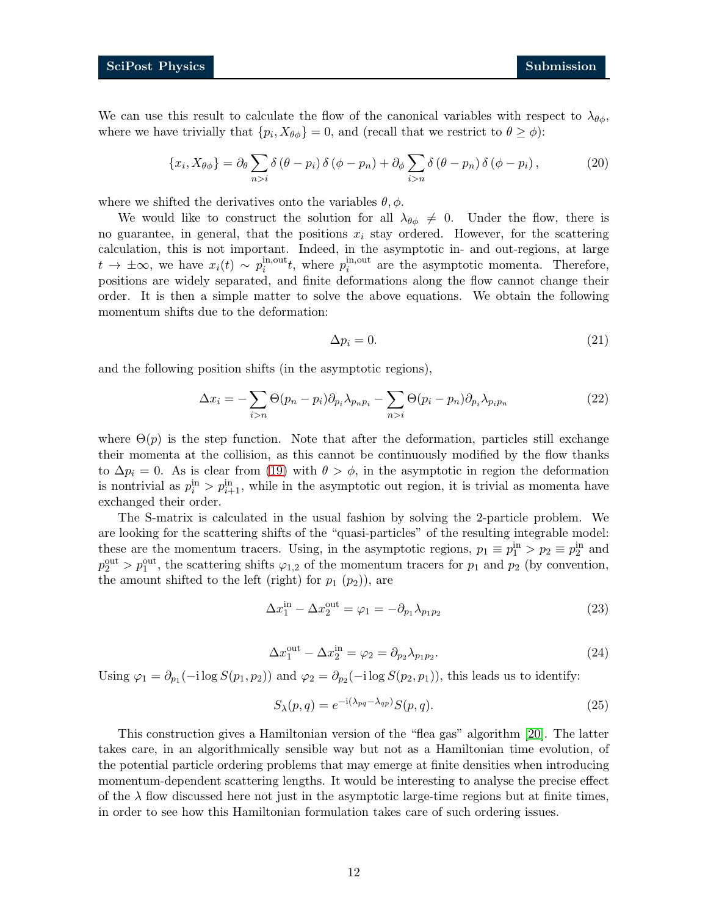We can use this result to calculate the flow of the canonical variables with respect to $\lambda_{\theta\phi}$, where we have trivially that $\{p_i, X_{\theta\phi}\} = 0$, and (recall that we restrict to $\theta \geq \phi$):

$$\{x_i, X_{\theta\phi}\} = \partial_\theta \sum_{n>i} \delta\left(\theta - p_i\right) \delta\left(\phi - p_n\right) + \partial_\phi \sum_{i>n} \delta\left(\theta - p_n\right) \delta\left(\phi - p_i\right), \tag{20}$$

where we shifted the derivatives onto the variables $\theta, \phi$.

We would like to construct the solution for all $\lambda_{\theta\phi} \neq 0$. Under the flow, there is no guarantee, in general, that the positions $x_i$ stay ordered. However, for the scattering calculation, this is not important. Indeed, in the asymptotic in- and out-regions, at large $t \to \pm\infty$, we have $x_i(t) \sim p_i^{\text{in,out}} t$, where $p_i^{\text{in,out}}$ are the asymptotic momenta. Therefore, positions are widely separated, and finite deformations along the flow cannot change their order. It is then a simple matter to solve the above equations. We obtain the following momentum shifts due to the deformation:

$$\Delta p_i = 0. \tag{21}$$

and the following position shifts (in the asymptotic regions),

$$\Delta x_i = -\sum_{i>n} \Theta(p_n - p_i) \partial_{p_i} \lambda_{p_n p_i} - \sum_{n>i} \Theta(p_i - p_n) \partial_{p_i} \lambda_{p_i p_n} \tag{22}$$

where $\Theta(p)$ is the step function. Note that after the deformation, particles still exchange their momenta at the collision, as this cannot be continuously modified by the flow thanks to $\Delta p_i = 0$. As is clear from (19) with $\theta > \phi$, in the asymptotic in region the deformation is nontrivial as $p_i^{\text{in}} > p_{i+1}^{\text{in}}$, while in the asymptotic out region, it is trivial as momenta have exchanged their order.

The S-matrix is calculated in the usual fashion by solving the 2-particle problem. We are looking for the scattering shifts of the "quasi-particles" of the resulting integrable model: these are the momentum tracers. Using, in the asymptotic regions, $p_1 \equiv p_1^{\text{in}} > p_2 \equiv p_2^{\text{in}}$ and $p_2^{\text{out}} > p_1^{\text{out}}$, the scattering shifts $\varphi_{1,2}$ of the momentum tracers for $p_1$ and $p_2$ (by convention, the amount shifted to the left (right) for $p_1$ ($p_2$)), are

$$\Delta x_1^{\text{in}} - \Delta x_2^{\text{out}} = \varphi_1 = -\partial_{p_1} \lambda_{p_1 p_2} \tag{23}$$

$$\Delta x_1^{\text{out}} - \Delta x_2^{\text{in}} = \varphi_2 = \partial_{p_2} \lambda_{p_1 p_2}. \tag{24}$$

Using $\varphi_1 = \partial_{p_1}(-\mathrm{i} \log S(p_1, p_2))$ and $\varphi_2 = \partial_{p_2}(-\mathrm{i} \log S(p_2, p_1))$, this leads us to identify:

$$S_\lambda(p, q) = e^{-\mathrm{i}(\lambda_{pq} - \lambda_{qp})} S(p, q). \tag{25}$$

This construction gives a Hamiltonian version of the "flea gas" algorithm [20]. The latter takes care, in an algorithmically sensible way but not as a Hamiltonian time evolution, of the potential particle ordering problems that may emerge at finite densities when introducing momentum-dependent scattering lengths. It would be interesting to analyse the precise effect of the $\lambda$ flow discussed here not just in the asymptotic large-time regions but at finite times, in order to see how this Hamiltonian formulation takes care of such ordering issues.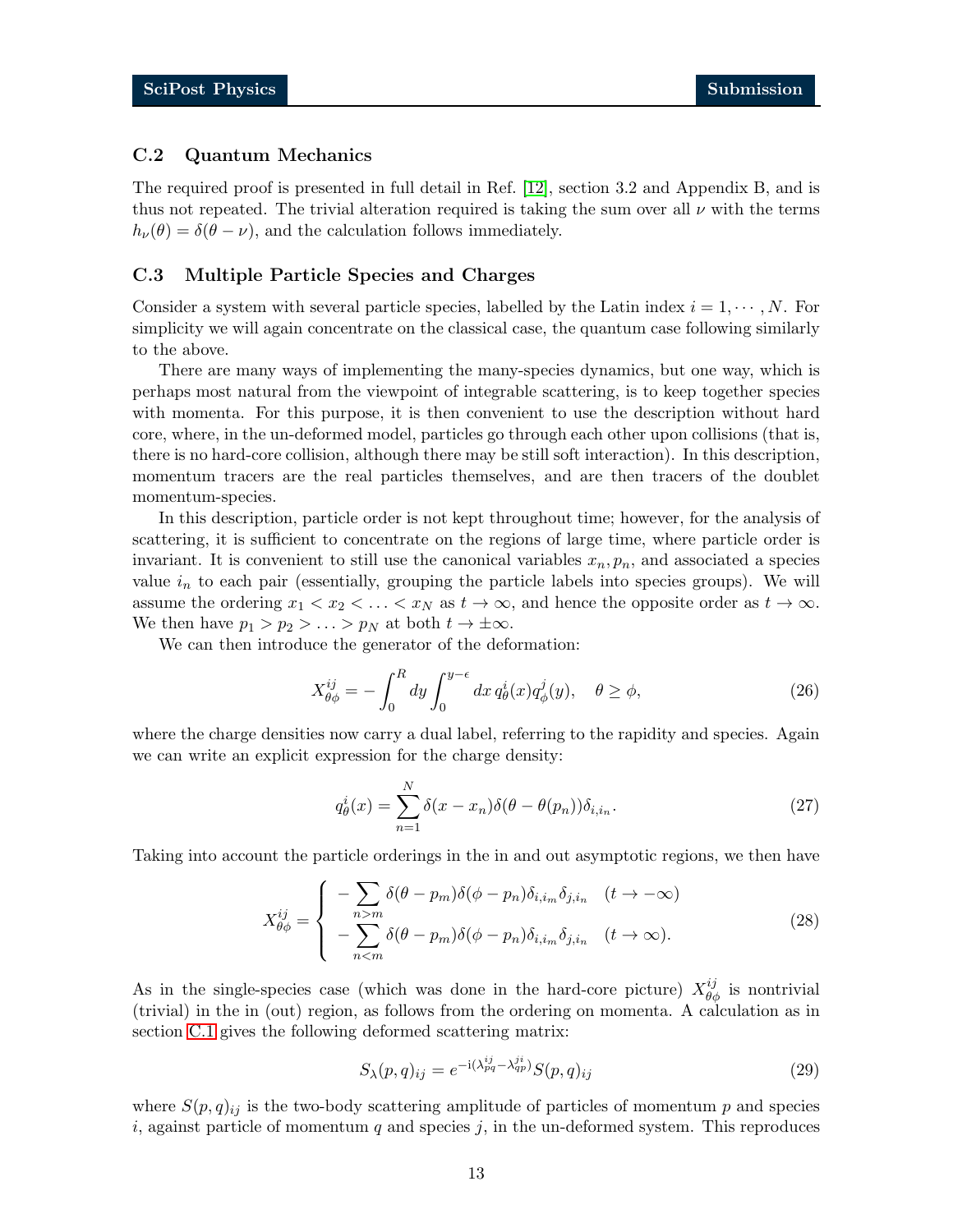### C.2 Quantum Mechanics

The required proof is presented in full detail in Ref. [12], section 3.2 and Appendix B, and is thus not repeated. The trivial alteration required is taking the sum over all $\nu$ with the terms $h_\nu(\theta) = \delta(\theta - \nu)$, and the calculation follows immediately.

### C.3 Multiple Particle Species and Charges

Consider a system with several particle species, labelled by the Latin index $i = 1, \cdots, N$. For simplicity we will again concentrate on the classical case, the quantum case following similarly to the above.

There are many ways of implementing the many-species dynamics, but one way, which is perhaps most natural from the viewpoint of integrable scattering, is to keep together species with momenta. For this purpose, it is then convenient to use the description without hard core, where, in the un-deformed model, particles go through each other upon collisions (that is, there is no hard-core collision, although there may be still soft interaction). In this description, momentum tracers are the real particles themselves, and are then tracers of the doublet momentum-species.

In this description, particle order is not kept throughout time; however, for the analysis of scattering, it is sufficient to concentrate on the regions of large time, where particle order is invariant. It is convenient to still use the canonical variables $x_n, p_n$, and associated a species value $i_n$ to each pair (essentially, grouping the particle labels into species groups). We will assume the ordering $x_1 < x_2 < \ldots < x_N$ as $t \to \infty$, and hence the opposite order as $t \to \infty$. We then have $p_1 > p_2 > \ldots > p_N$ at both $t \to \pm\infty$.

We can then introduce the generator of the deformation:

$$X^{ij}_{\theta\phi} = -\int_0^R dy \int_0^{y-\epsilon} dx\, q^i_\theta(x) q^j_\phi(y), \quad \theta \geq \phi, \tag{26}$$

where the charge densities now carry a dual label, referring to the rapidity and species. Again we can write an explicit expression for the charge density:

$$q^i_\theta(x) = \sum_{n=1}^{N} \delta(x - x_n)\delta(\theta - \theta(p_n))\delta_{i,i_n}. \tag{27}$$

Taking into account the particle orderings in the in and out asymptotic regions, we then have

$$X^{ij}_{\theta\phi} = \begin{cases} -\displaystyle\sum_{n>m} \delta(\theta - p_m)\delta(\phi - p_n)\delta_{i,i_m}\delta_{j,i_n} & (t \to -\infty) \\ -\displaystyle\sum_{n<m} \delta(\theta - p_m)\delta(\phi - p_n)\delta_{i,i_m}\delta_{j,i_n} & (t \to \infty). \end{cases} \tag{28}$$

As in the single-species case (which was done in the hard-core picture) $X^{ij}_{\theta\phi}$ is nontrivial (trivial) in the in (out) region, as follows from the ordering on momenta. A calculation as in section C.1 gives the following deformed scattering matrix:

$$S_\lambda(p, q)_{ij} = e^{-\mathrm{i}(\lambda^{ij}_{pq} - \lambda^{ji}_{qp})} S(p, q)_{ij} \tag{29}$$

where $S(p, q)_{ij}$ is the two-body scattering amplitude of particles of momentum $p$ and species $i$, against particle of momentum $q$ and species $j$, in the un-deformed system. This reproduces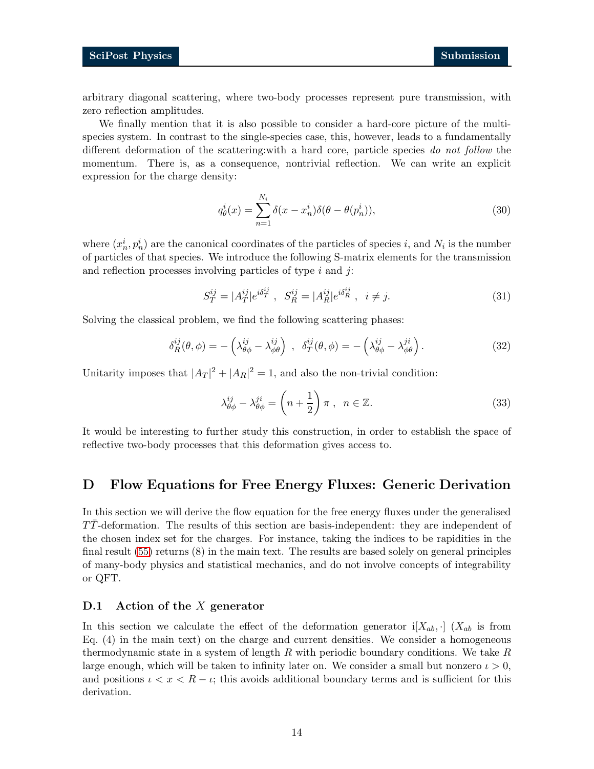arbitrary diagonal scattering, where two-body processes represent pure transmission, with zero reflection amplitudes.

We finally mention that it is also possible to consider a hard-core picture of the multi-species system. In contrast to the single-species case, this, however, leads to a fundamentally different deformation of the scattering:with a hard core, particle species *do not follow* the momentum. There is, as a consequence, nontrivial reflection. We can write an explicit expression for the charge density:

$$q^i_\theta(x) = \sum_{n=1}^{N_i} \delta(x - x^i_n)\delta(\theta - \theta(p^i_n)), \tag{30}$$

where $(x^i_n, p^i_n)$ are the canonical coordinates of the particles of species $i$, and $N_i$ is the number of particles of that species. We introduce the following S-matrix elements for the transmission and reflection processes involving particles of type $i$ and $j$:

$$S^{ij}_T = |A^{ij}_T| e^{i\delta^{ij}_T} \ , \ \ S^{ij}_R = |A^{ij}_R| e^{i\delta^{ij}_R} \ , \ \ i \neq j. \tag{31}$$

Solving the classical problem, we find the following scattering phases:

$$\delta^{ij}_R(\theta, \phi) = -\left(\lambda^{ij}_{\theta\phi} - \lambda^{ij}_{\phi\theta}\right) \ , \ \ \delta^{ij}_T(\theta, \phi) = -\left(\lambda^{ij}_{\theta\phi} - \lambda^{ji}_{\phi\theta}\right). \tag{32}$$

Unitarity imposes that $|A_T|^2 + |A_R|^2 = 1$, and also the non-trivial condition:

$$\lambda^{ij}_{\theta\phi} - \lambda^{ji}_{\theta\phi} = \left(n + \frac{1}{2}\right)\pi \ , \ \ n \in \mathbb{Z}. \tag{33}$$

It would be interesting to further study this construction, in order to establish the space of reflective two-body processes that this deformation gives access to.

## D Flow Equations for Free Energy Fluxes: Generic Derivation

In this section we will derive the flow equation for the free energy fluxes under the generalised $T\bar{T}$-deformation. The results of this section are basis-independent: they are independent of the chosen index set for the charges. For instance, taking the indices to be rapidities in the final result (55) returns (8) in the main text. The results are based solely on general principles of many-body physics and statistical mechanics, and do not involve concepts of integrability or QFT.

### D.1 Action of the $X$ generator

In this section we calculate the effect of the deformation generator $\mathrm{i}[X_{ab}, \cdot]$ ($X_{ab}$ is from Eq. (4) in the main text) on the charge and current densities. We consider a homogeneous thermodynamic state in a system of length $R$ with periodic boundary conditions. We take $R$ large enough, which will be taken to infinity later on. We consider a small but nonzero $\iota > 0$, and positions $\iota < x < R - \iota$; this avoids additional boundary terms and is sufficient for this derivation.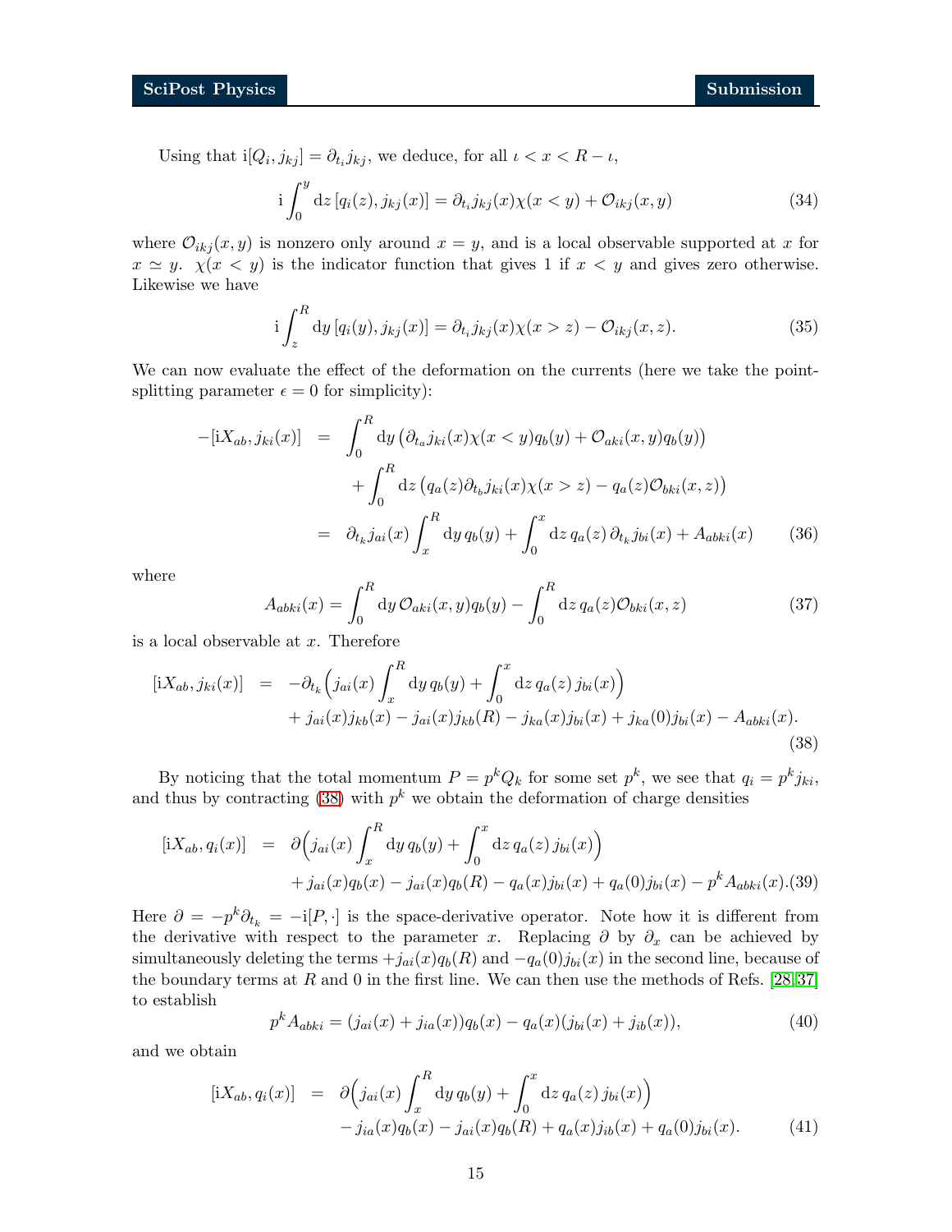Using that $\mathrm{i}[Q_i, j_{kj}] = \partial_{t_i} j_{kj}$, we deduce, for all $\iota < x < R - \iota$,

$$\mathrm{i}\int_0^y \mathrm{d}z\, [q_i(z), j_{kj}(x)] = \partial_{t_i} j_{kj}(x)\chi(x<y) + \mathcal{O}_{ikj}(x,y) \tag{34}$$

where $\mathcal{O}_{ikj}(x,y)$ is nonzero only around $x = y$, and is a local observable supported at $x$ for $x \simeq y$. $\chi(x < y)$ is the indicator function that gives 1 if $x < y$ and gives zero otherwise. Likewise we have

$$\mathrm{i}\int_z^R \mathrm{d}y\, [q_i(y), j_{kj}(x)] = \partial_{t_i} j_{kj}(x)\chi(x>z) - \mathcal{O}_{ikj}(x,z). \tag{35}$$

We can now evaluate the effect of the deformation on the currents (here we take the point-splitting parameter $\epsilon = 0$ for simplicity):

$$\begin{aligned}
-[\mathrm{i}X_{ab}, j_{ki}(x)] &= \int_0^R \mathrm{d}y\, \big(\partial_{t_a} j_{ki}(x)\chi(x<y) q_b(y) + \mathcal{O}_{aki}(x,y) q_b(y)\big) \\
&\quad + \int_0^R \mathrm{d}z\, \big(q_a(z)\partial_{t_b} j_{ki}(x)\chi(x>z) - q_a(z)\mathcal{O}_{bki}(x,z)\big) \\
&= \partial_{t_k} j_{ai}(x)\int_x^R \mathrm{d}y\, q_b(y) + \int_0^x \mathrm{d}z\, q_a(z)\, \partial_{t_k} j_{bi}(x) + A_{abki}(x)
\end{aligned} \tag{36}$$

where

$$A_{abki}(x) = \int_0^R \mathrm{d}y\, \mathcal{O}_{aki}(x,y) q_b(y) - \int_0^R \mathrm{d}z\, q_a(z)\mathcal{O}_{bki}(x,z) \tag{37}$$

is a local observable at $x$. Therefore

$$\begin{aligned}
[\mathrm{i}X_{ab}, j_{ki}(x)] &= -\partial_{t_k}\Big(j_{ai}(x)\int_x^R \mathrm{d}y\, q_b(y) + \int_0^x \mathrm{d}z\, q_a(z)\, j_{bi}(x)\Big) \\
&\quad + j_{ai}(x) j_{kb}(x) - j_{ai}(x) j_{kb}(R) - j_{ka}(x) j_{bi}(x) + j_{ka}(0) j_{bi}(x) - A_{abki}(x).
\end{aligned} \tag{38}$$

By noticing that the total momentum $P = p^k Q_k$ for some set $p^k$, we see that $q_i = p^k j_{ki}$, and thus by contracting (38) with $p^k$ we obtain the deformation of charge densities

$$\begin{aligned}
[\mathrm{i}X_{ab}, q_i(x)] &= \partial\Big(j_{ai}(x)\int_x^R \mathrm{d}y\, q_b(y) + \int_0^x \mathrm{d}z\, q_a(z)\, j_{bi}(x)\Big) \\
&\quad + j_{ai}(x) q_b(x) - j_{ai}(x) q_b(R) - q_a(x) j_{bi}(x) + q_a(0) j_{bi}(x) - p^k A_{abki}(x).
\end{aligned} \tag{39}$$

Here $\partial = -p^k \partial_{t_k} = -\mathrm{i}[P, \cdot]$ is the space-derivative operator. Note how it is different from the derivative with respect to the parameter $x$. Replacing $\partial$ by $\partial_x$ can be achieved by simultaneously deleting the terms $+j_{ai}(x) q_b(R)$ and $-q_a(0) j_{bi}(x)$ in the second line, because of the boundary terms at $R$ and 0 in the first line. We can then use the methods of Refs. [28, 37] to establish

$$p^k A_{abki} = (j_{ai}(x) + j_{ia}(x)) q_b(x) - q_a(x)(j_{bi}(x) + j_{ib}(x)), \tag{40}$$

and we obtain

$$\begin{aligned}
[\mathrm{i}X_{ab}, q_i(x)] &= \partial\Big(j_{ai}(x)\int_x^R \mathrm{d}y\, q_b(y) + \int_0^x \mathrm{d}z\, q_a(z)\, j_{bi}(x)\Big) \\
&\quad - j_{ia}(x) q_b(x) - j_{ai}(x) q_b(R) + q_a(x) j_{ib}(x) + q_a(0) j_{bi}(x).
\end{aligned} \tag{41}$$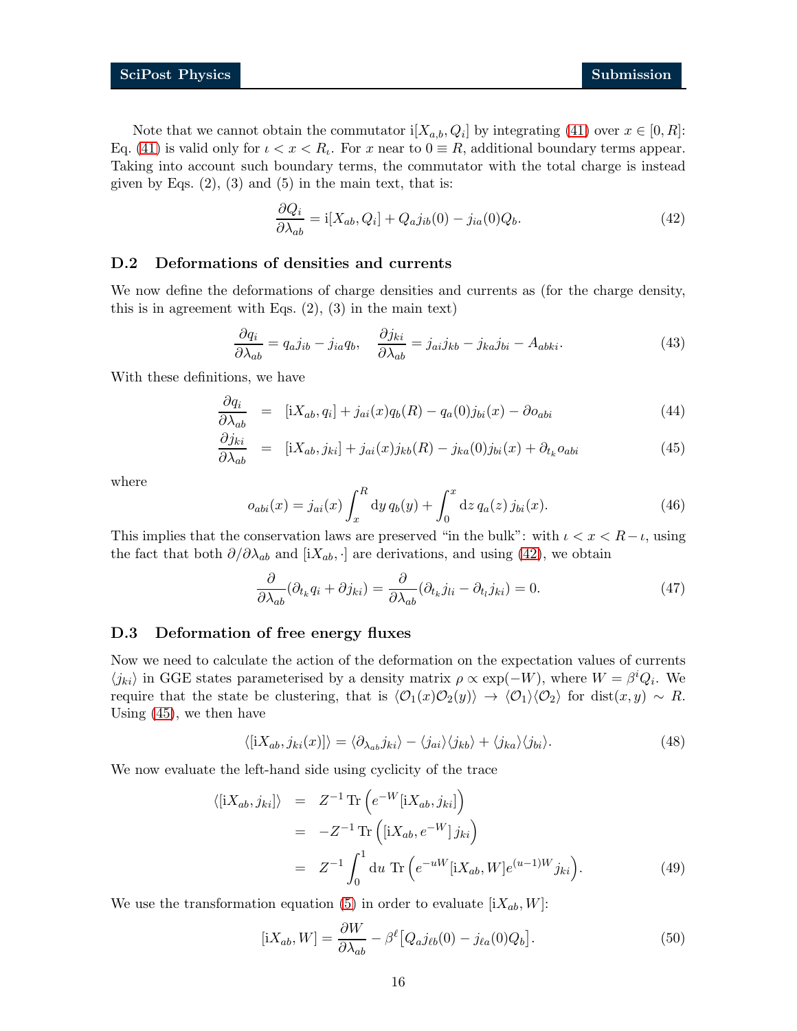Note that we cannot obtain the commutator $\mathrm{i}[X_{a,b}, Q_i]$ by integrating (41) over $x \in [0, R]$: Eq. (41) is valid only for $\iota < x < R_\iota$. For $x$ near to $0 \equiv R$, additional boundary terms appear. Taking into account such boundary terms, the commutator with the total charge is instead given by Eqs. (2), (3) and (5) in the main text, that is:

$$\frac{\partial Q_i}{\partial \lambda_{ab}} = \mathrm{i}[X_{ab}, Q_i] + Q_a j_{ib}(0) - j_{ia}(0) Q_b. \tag{42}$$

### D.2 Deformations of densities and currents

We now define the deformations of charge densities and currents as (for the charge density, this is in agreement with Eqs. (2), (3) in the main text)

$$\frac{\partial q_i}{\partial \lambda_{ab}} = q_a j_{ib} - j_{ia} q_b, \quad \frac{\partial j_{ki}}{\partial \lambda_{ab}} = j_{ai} j_{kb} - j_{ka} j_{bi} - A_{abki}. \tag{43}$$

With these definitions, we have

$$\begin{aligned}
\frac{\partial q_i}{\partial \lambda_{ab}} &= [\mathrm{i}X_{ab}, q_i] + j_{ai}(x) q_b(R) - q_a(0) j_{bi}(x) - \partial o_{abi} && (44)\\
\frac{\partial j_{ki}}{\partial \lambda_{ab}} &= [\mathrm{i}X_{ab}, j_{ki}] + j_{ai}(x) j_{kb}(R) - j_{ka}(0) j_{bi}(x) + \partial_{t_k} o_{abi} && (45)
\end{aligned}$$

where

$$o_{abi}(x) = j_{ai}(x) \int_x^R \mathrm{d}y\, q_b(y) + \int_0^x \mathrm{d}z\, q_a(z)\, j_{bi}(x). \tag{46}$$

This implies that the conservation laws are preserved "in the bulk": with $\iota < x < R - \iota$, using the fact that both $\partial/\partial\lambda_{ab}$ and $[\mathrm{i}X_{ab}, \cdot]$ are derivations, and using (42), we obtain

$$\frac{\partial}{\partial \lambda_{ab}}(\partial_{t_k} q_i + \partial j_{ki}) = \frac{\partial}{\partial \lambda_{ab}}(\partial_{t_k} j_{li} - \partial_{t_l} j_{ki}) = 0. \tag{47}$$

### D.3 Deformation of free energy fluxes

Now we need to calculate the action of the deformation on the expectation values of currents $\langle j_{ki} \rangle$ in GGE states parameterised by a density matrix $\rho \propto \exp(-W)$, where $W = \beta^i Q_i$. We require that the state be clustering, that is $\langle \mathcal{O}_1(x) \mathcal{O}_2(y) \rangle \to \langle \mathcal{O}_1 \rangle \langle \mathcal{O}_2 \rangle$ for $\mathrm{dist}(x, y) \sim R$. Using (45), we then have

$$\langle [\mathrm{i}X_{ab}, j_{ki}(x)] \rangle = \langle \partial_{\lambda_{ab}} j_{ki} \rangle - \langle j_{ai} \rangle \langle j_{kb} \rangle + \langle j_{ka} \rangle \langle j_{bi} \rangle. \tag{48}$$

We now evaluate the left-hand side using cyclicity of the trace

$$\begin{aligned}
\langle [\mathrm{i}X_{ab}, j_{ki}] \rangle &= Z^{-1}\, \mathrm{Tr}\left( e^{-W} [\mathrm{i}X_{ab}, j_{ki}] \right) \\
&= -Z^{-1}\, \mathrm{Tr}\left( [\mathrm{i}X_{ab}, e^{-W}]\, j_{ki} \right) \\
&= Z^{-1} \int_0^1 \mathrm{d}u\ \mathrm{Tr}\left( e^{-uW} [\mathrm{i}X_{ab}, W] e^{(u-1)W} j_{ki} \right). && (49)
\end{aligned}$$

We use the transformation equation (5) in order to evaluate $[\mathrm{i}X_{ab}, W]$:

$$[\mathrm{i}X_{ab}, W] = \frac{\partial W}{\partial \lambda_{ab}} - \beta^\ell \big[ Q_a j_{\ell b}(0) - j_{\ell a}(0) Q_b \big]. \tag{50}$$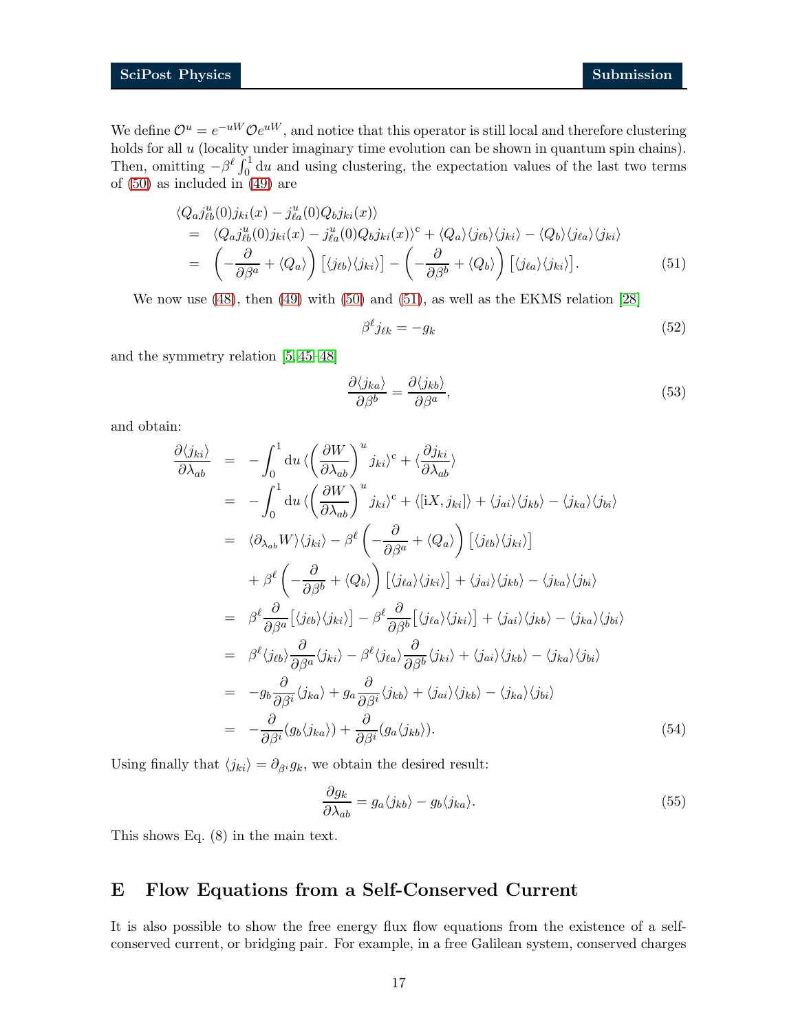We define $\mathcal{O}^u = e^{-uW}\mathcal{O}e^{uW}$, and notice that this operator is still local and therefore clustering holds for all $u$ (locality under imaginary time evolution can be shown in quantum spin chains). Then, omitting $-\beta^\ell \int_0^1 \mathrm{d}u$ and using clustering, the expectation values of the last two terms of (50) as included in (49) are

$$
\begin{aligned}
&\langle Q_a j^u_{\ell b}(0) j_{ki}(x) - j^u_{\ell a}(0) Q_b j_{ki}(x)\rangle \\
&= \langle Q_a j^u_{\ell b}(0) j_{ki}(x) - j^u_{\ell a}(0) Q_b j_{ki}(x)\rangle^{\mathrm{c}} + \langle Q_a\rangle\langle j_{\ell b}\rangle\langle j_{ki}\rangle - \langle Q_b\rangle\langle j_{\ell a}\rangle\langle j_{ki}\rangle \\
&= \left(-\frac{\partial}{\partial\beta^a} + \langle Q_a\rangle\right)\left[\langle j_{\ell b}\rangle\langle j_{ki}\rangle\right] - \left(-\frac{\partial}{\partial\beta^b} + \langle Q_b\rangle\right)\left[\langle j_{\ell a}\rangle\langle j_{ki}\rangle\right].
\end{aligned}
\tag{51}
$$

We now use (48), then (49) with (50) and (51), as well as the EKMS relation [28]

$$
\beta^\ell j_{\ell k} = -g_k \tag{52}
$$

and the symmetry relation [5, 45–48]

$$
\frac{\partial\langle j_{ka}\rangle}{\partial\beta^b} = \frac{\partial\langle j_{kb}\rangle}{\partial\beta^a}, \tag{53}
$$

and obtain:

$$
\begin{aligned}
\frac{\partial\langle j_{ki}\rangle}{\partial\lambda_{ab}} &= -\int_0^1 \mathrm{d}u\,\langle\left(\frac{\partial W}{\partial\lambda_{ab}}\right)^u j_{ki}\rangle^{\mathrm{c}} + \langle\frac{\partial j_{ki}}{\partial\lambda_{ab}}\rangle \\
&= -\int_0^1 \mathrm{d}u\,\langle\left(\frac{\partial W}{\partial\lambda_{ab}}\right)^u j_{ki}\rangle^{\mathrm{c}} + \langle[\mathrm{i}X, j_{ki}]\rangle + \langle j_{ai}\rangle\langle j_{kb}\rangle - \langle j_{ka}\rangle\langle j_{bi}\rangle \\
&= \langle\partial_{\lambda_{ab}}W\rangle\langle j_{ki}\rangle - \beta^\ell\left(-\frac{\partial}{\partial\beta^a} + \langle Q_a\rangle\right)\left[\langle j_{\ell b}\rangle\langle j_{ki}\rangle\right] \\
&\quad + \beta^\ell\left(-\frac{\partial}{\partial\beta^b} + \langle Q_b\rangle\right)\left[\langle j_{\ell a}\rangle\langle j_{ki}\rangle\right] + \langle j_{ai}\rangle\langle j_{kb}\rangle - \langle j_{ka}\rangle\langle j_{bi}\rangle \\
&= \beta^\ell\frac{\partial}{\partial\beta^a}\left[\langle j_{\ell b}\rangle\langle j_{ki}\rangle\right] - \beta^\ell\frac{\partial}{\partial\beta^b}\left[\langle j_{\ell a}\rangle\langle j_{ki}\rangle\right] + \langle j_{ai}\rangle\langle j_{kb}\rangle - \langle j_{ka}\rangle\langle j_{bi}\rangle \\
&= \beta^\ell\langle j_{\ell b}\rangle\frac{\partial}{\partial\beta^a}\langle j_{ki}\rangle - \beta^\ell\langle j_{\ell a}\rangle\frac{\partial}{\partial\beta^b}\langle j_{ki}\rangle + \langle j_{ai}\rangle\langle j_{kb}\rangle - \langle j_{ka}\rangle\langle j_{bi}\rangle \\
&= -g_b\frac{\partial}{\partial\beta^i}\langle j_{ka}\rangle + g_a\frac{\partial}{\partial\beta^i}\langle j_{kb}\rangle + \langle j_{ai}\rangle\langle j_{kb}\rangle - \langle j_{ka}\rangle\langle j_{bi}\rangle \\
&= -\frac{\partial}{\partial\beta^i}(g_b\langle j_{ka}\rangle) + \frac{\partial}{\partial\beta^i}(g_a\langle j_{kb}\rangle).
\end{aligned}
\tag{54}
$$

Using finally that $\langle j_{ki}\rangle = \partial_{\beta^i}g_k$, we obtain the desired result:

$$
\frac{\partial g_k}{\partial\lambda_{ab}} = g_a\langle j_{kb}\rangle - g_b\langle j_{ka}\rangle. \tag{55}
$$

This shows Eq. (8) in the main text.

# E Flow Equations from a Self-Conserved Current

It is also possible to show the free energy flux flow equations from the existence of a self-conserved current, or bridging pair. For example, in a free Galilean system, conserved charges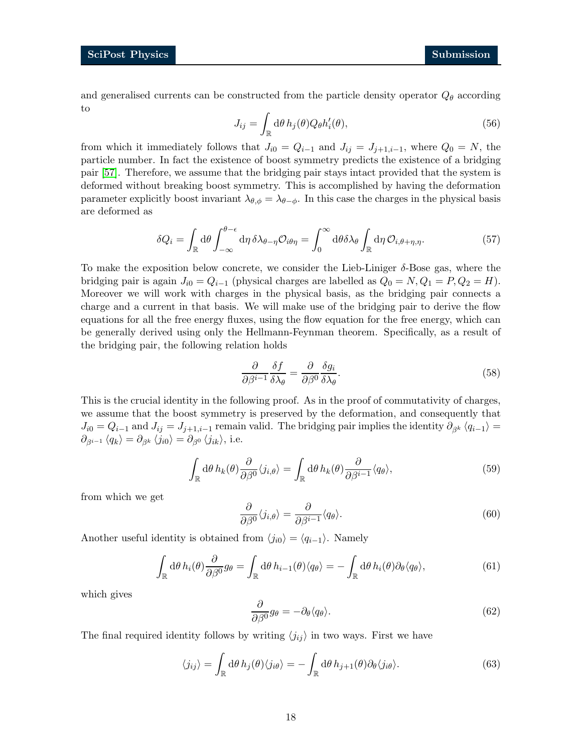and generalised currents can be constructed from the particle density operator $Q_\theta$ according to

$$J_{ij} = \int_{\mathbb{R}} \mathrm{d}\theta \, h_j(\theta) Q_\theta h_i'(\theta), \tag{56}$$

from which it immediately follows that $J_{i0} = Q_{i-1}$ and $J_{ij} = J_{j+1,i-1}$, where $Q_0 = N$, the particle number. In fact the existence of boost symmetry predicts the existence of a bridging pair [57]. Therefore, we assume that the bridging pair stays intact provided that the system is deformed without breaking boost symmetry. This is accomplished by having the deformation parameter explicitly boost invariant $\lambda_{\theta,\phi} = \lambda_{\theta-\phi}$. In this case the charges in the physical basis are deformed as

$$\delta Q_i = \int_{\mathbb{R}} \mathrm{d}\theta \int_{-\infty}^{\theta-\epsilon} \mathrm{d}\eta \, \delta\lambda_{\theta-\eta} \mathcal{O}_{i\theta\eta} = \int_0^\infty \mathrm{d}\theta \delta\lambda_\theta \int_{\mathbb{R}} \mathrm{d}\eta \, \mathcal{O}_{i,\theta+\eta,\eta}. \tag{57}$$

To make the exposition below concrete, we consider the Lieb-Liniger $\delta$-Bose gas, where the bridging pair is again $J_{i0} = Q_{i-1}$ (physical charges are labelled as $Q_0 = N, Q_1 = P, Q_2 = H$). Moreover we will work with charges in the physical basis, as the bridging pair connects a charge and a current in that basis. We will make use of the bridging pair to derive the flow equations for all the free energy fluxes, using the flow equation for the free energy, which can be generally derived using only the Hellmann-Feynman theorem. Specifically, as a result of the bridging pair, the following relation holds

$$\frac{\partial}{\partial \beta^{i-1}} \frac{\delta f}{\delta \lambda_\theta} = \frac{\partial}{\partial \beta^0} \frac{\delta g_i}{\delta \lambda_\theta}. \tag{58}$$

This is the crucial identity in the following proof. As in the proof of commutativity of charges, we assume that the boost symmetry is preserved by the deformation, and consequently that $J_{i0} = Q_{i-1}$ and $J_{ij} = J_{j+1,i-1}$ remain valid. The bridging pair implies the identity $\partial_{\beta^k} \langle q_{i-1} \rangle = \partial_{\beta^{i-1}} \langle q_k \rangle = \partial_{\beta^k} \langle j_{i0} \rangle = \partial_{\beta^0} \langle j_{ik} \rangle$, i.e.

$$\int_{\mathbb{R}} \mathrm{d}\theta \, h_k(\theta) \frac{\partial}{\partial \beta^0} \langle j_{i,\theta} \rangle = \int_{\mathbb{R}} \mathrm{d}\theta \, h_k(\theta) \frac{\partial}{\partial \beta^{i-1}} \langle q_\theta \rangle, \tag{59}$$

from which we get

$$\frac{\partial}{\partial \beta^0} \langle j_{i,\theta} \rangle = \frac{\partial}{\partial \beta^{i-1}} \langle q_\theta \rangle. \tag{60}$$

Another useful identity is obtained from $\langle j_{i0} \rangle = \langle q_{i-1} \rangle$. Namely

$$\int_{\mathbb{R}} \mathrm{d}\theta \, h_i(\theta) \frac{\partial}{\partial \beta^0} g_\theta = \int_{\mathbb{R}} \mathrm{d}\theta \, h_{i-1}(\theta) \langle q_\theta \rangle = -\int_{\mathbb{R}} \mathrm{d}\theta \, h_i(\theta) \partial_\theta \langle q_\theta \rangle, \tag{61}$$

which gives

$$\frac{\partial}{\partial \beta^0} g_\theta = -\partial_\theta \langle q_\theta \rangle. \tag{62}$$

The final required identity follows by writing $\langle j_{ij} \rangle$ in two ways. First we have

$$\langle j_{ij} \rangle = \int_{\mathbb{R}} \mathrm{d}\theta \, h_j(\theta) \langle j_{i\theta} \rangle = -\int_{\mathbb{R}} \mathrm{d}\theta \, h_{j+1}(\theta) \partial_\theta \langle j_{i\theta} \rangle. \tag{63}$$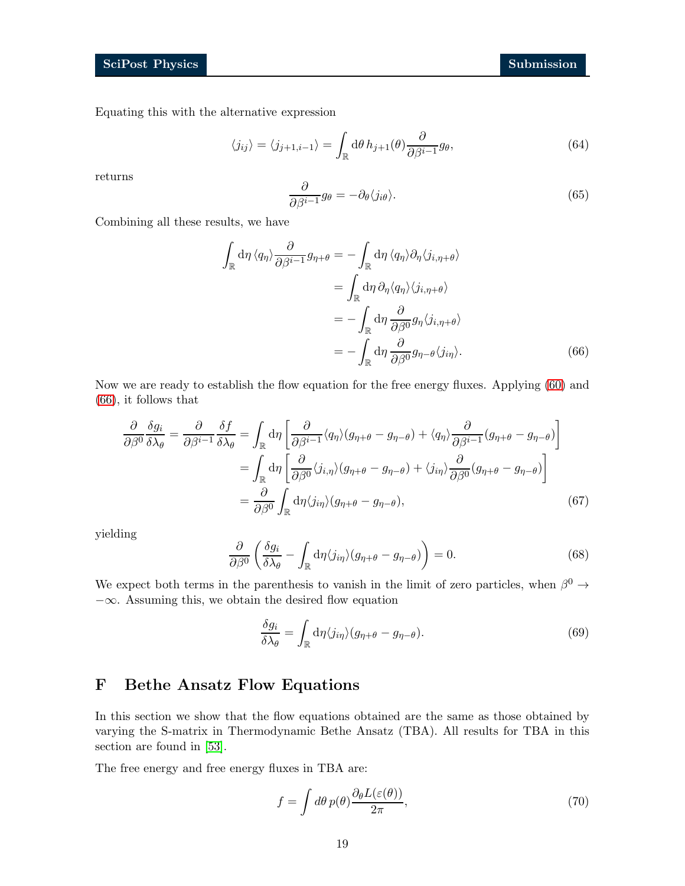Equating this with the alternative expression

$$\langle j_{ij} \rangle = \langle j_{j+1,i-1} \rangle = \int_{\mathbb{R}} \mathrm{d}\theta \, h_{j+1}(\theta) \frac{\partial}{\partial \beta^{i-1}} g_\theta, \tag{64}$$

returns

$$\frac{\partial}{\partial \beta^{i-1}} g_\theta = -\partial_\theta \langle j_{i\theta} \rangle. \tag{65}$$

Combining all these results, we have

$$\begin{aligned}
\int_{\mathbb{R}} \mathrm{d}\eta \, \langle q_\eta \rangle \frac{\partial}{\partial \beta^{i-1}} g_{\eta+\theta} &= -\int_{\mathbb{R}} \mathrm{d}\eta \, \langle q_\eta \rangle \partial_\eta \langle j_{i,\eta+\theta} \rangle \\
&= \int_{\mathbb{R}} \mathrm{d}\eta \, \partial_\eta \langle q_\eta \rangle \langle j_{i,\eta+\theta} \rangle \\
&= -\int_{\mathbb{R}} \mathrm{d}\eta \, \frac{\partial}{\partial \beta^0} g_\eta \langle j_{i,\eta+\theta} \rangle \\
&= -\int_{\mathbb{R}} \mathrm{d}\eta \, \frac{\partial}{\partial \beta^0} g_{\eta-\theta} \langle j_{i\eta} \rangle.
\end{aligned} \tag{66}$$

Now we are ready to establish the flow equation for the free energy fluxes. Applying (60) and (66), it follows that

$$\begin{aligned}
\frac{\partial}{\partial \beta^0} \frac{\delta g_i}{\delta \lambda_\theta} = \frac{\partial}{\partial \beta^{i-1}} \frac{\delta f}{\delta \lambda_\theta} &= \int_{\mathbb{R}} \mathrm{d}\eta \left[ \frac{\partial}{\partial \beta^{i-1}} \langle q_\eta \rangle (g_{\eta+\theta} - g_{\eta-\theta}) + \langle q_\eta \rangle \frac{\partial}{\partial \beta^{i-1}} (g_{\eta+\theta} - g_{\eta-\theta}) \right] \\
&= \int_{\mathbb{R}} \mathrm{d}\eta \left[ \frac{\partial}{\partial \beta^0} \langle j_{i,\eta} \rangle (g_{\eta+\theta} - g_{\eta-\theta}) + \langle j_{i\eta} \rangle \frac{\partial}{\partial \beta^0} (g_{\eta+\theta} - g_{\eta-\theta}) \right] \\
&= \frac{\partial}{\partial \beta^0} \int_{\mathbb{R}} \mathrm{d}\eta \langle j_{i\eta} \rangle (g_{\eta+\theta} - g_{\eta-\theta}),
\end{aligned} \tag{67}$$

yielding

$$\frac{\partial}{\partial \beta^0} \left( \frac{\delta g_i}{\delta \lambda_\theta} - \int_{\mathbb{R}} \mathrm{d}\eta \langle j_{i\eta} \rangle (g_{\eta+\theta} - g_{\eta-\theta}) \right) = 0. \tag{68}$$

We expect both terms in the parenthesis to vanish in the limit of zero particles, when $\beta^0 \to -\infty$. Assuming this, we obtain the desired flow equation

$$\frac{\delta g_i}{\delta \lambda_\theta} = \int_{\mathbb{R}} \mathrm{d}\eta \langle j_{i\eta} \rangle (g_{\eta+\theta} - g_{\eta-\theta}). \tag{69}$$

# F Bethe Ansatz Flow Equations

In this section we show that the flow equations obtained are the same as those obtained by varying the S-matrix in Thermodynamic Bethe Ansatz (TBA). All results for TBA in this section are found in [53].

The free energy and free energy fluxes in TBA are:

$$f = \int d\theta \, p(\theta) \frac{\partial_\theta L(\varepsilon(\theta))}{2\pi}, \tag{70}$$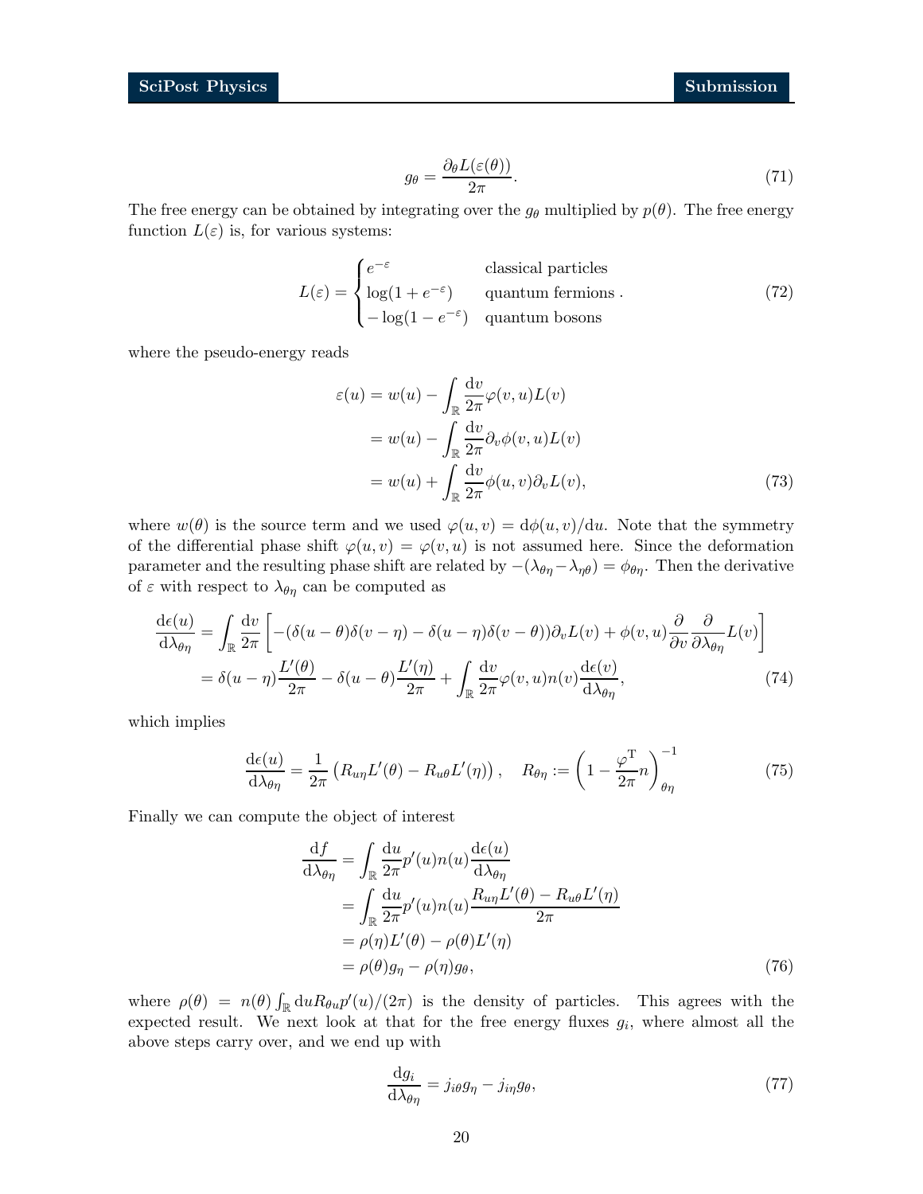$$g_\theta = \frac{\partial_\theta L(\varepsilon(\theta))}{2\pi}. \tag{71}$$

The free energy can be obtained by integrating over the $g_\theta$ multiplied by $p(\theta)$. The free energy function $L(\varepsilon)$ is, for various systems:

$$L(\varepsilon) = \begin{cases} e^{-\varepsilon} & \text{classical particles} \\ \log(1+e^{-\varepsilon}) & \text{quantum fermions} \\ -\log(1-e^{-\varepsilon}) & \text{quantum bosons} \end{cases}. \tag{72}$$

where the pseudo-energy reads

$$\begin{aligned} \varepsilon(u) &= w(u) - \int_{\mathbb{R}} \frac{\mathrm{d}v}{2\pi} \varphi(v,u) L(v) \\ &= w(u) - \int_{\mathbb{R}} \frac{\mathrm{d}v}{2\pi} \partial_v \phi(v,u) L(v) \\ &= w(u) + \int_{\mathbb{R}} \frac{\mathrm{d}v}{2\pi} \phi(u,v) \partial_v L(v), \end{aligned} \tag{73}$$

where $w(\theta)$ is the source term and we used $\varphi(u,v) = \mathrm{d}\phi(u,v)/\mathrm{d}u$. Note that the symmetry of the differential phase shift $\varphi(u,v) = \varphi(v,u)$ is not assumed here. Since the deformation parameter and the resulting phase shift are related by $-(\lambda_{\theta\eta} - \lambda_{\eta\theta}) = \phi_{\theta\eta}$. Then the derivative of $\varepsilon$ with respect to $\lambda_{\theta\eta}$ can be computed as

$$\begin{aligned} \frac{\mathrm{d}\epsilon(u)}{\mathrm{d}\lambda_{\theta\eta}} &= \int_{\mathbb{R}} \frac{\mathrm{d}v}{2\pi} \left[ -(\delta(u-\theta)\delta(v-\eta) - \delta(u-\eta)\delta(v-\theta))\partial_v L(v) + \phi(v,u) \frac{\partial}{\partial v} \frac{\partial}{\partial \lambda_{\theta\eta}} L(v) \right] \\ &= \delta(u-\eta)\frac{L'(\theta)}{2\pi} - \delta(u-\theta)\frac{L'(\eta)}{2\pi} + \int_{\mathbb{R}} \frac{\mathrm{d}v}{2\pi} \varphi(v,u) n(v) \frac{\mathrm{d}\epsilon(v)}{\mathrm{d}\lambda_{\theta\eta}}, \end{aligned} \tag{74}$$

which implies

$$\frac{\mathrm{d}\epsilon(u)}{\mathrm{d}\lambda_{\theta\eta}} = \frac{1}{2\pi}\left(R_{u\eta}L'(\theta) - R_{u\theta}L'(\eta)\right), \quad R_{\theta\eta} := \left(1 - \frac{\varphi^{\mathrm{T}}}{2\pi} n\right)^{-1}_{\theta\eta} \tag{75}$$

Finally we can compute the object of interest

$$\begin{aligned} \frac{\mathrm{d}f}{\mathrm{d}\lambda_{\theta\eta}} &= \int_{\mathbb{R}} \frac{\mathrm{d}u}{2\pi} p'(u) n(u) \frac{\mathrm{d}\epsilon(u)}{\mathrm{d}\lambda_{\theta\eta}} \\ &= \int_{\mathbb{R}} \frac{\mathrm{d}u}{2\pi} p'(u) n(u) \frac{R_{u\eta}L'(\theta) - R_{u\theta}L'(\eta)}{2\pi} \\ &= \rho(\eta)L'(\theta) - \rho(\theta)L'(\eta) \\ &= \rho(\theta)g_\eta - \rho(\eta)g_\theta, \end{aligned} \tag{76}$$

where $\rho(\theta) = n(\theta)\int_{\mathbb{R}} \mathrm{d}u R_{\theta u} p'(u)/(2\pi)$ is the density of particles. This agrees with the expected result. We next look at that for the free energy fluxes $g_i$, where almost all the above steps carry over, and we end up with

$$\frac{\mathrm{d}g_i}{\mathrm{d}\lambda_{\theta\eta}} = j_{i\theta}g_\eta - j_{i\eta}g_\theta, \tag{77}$$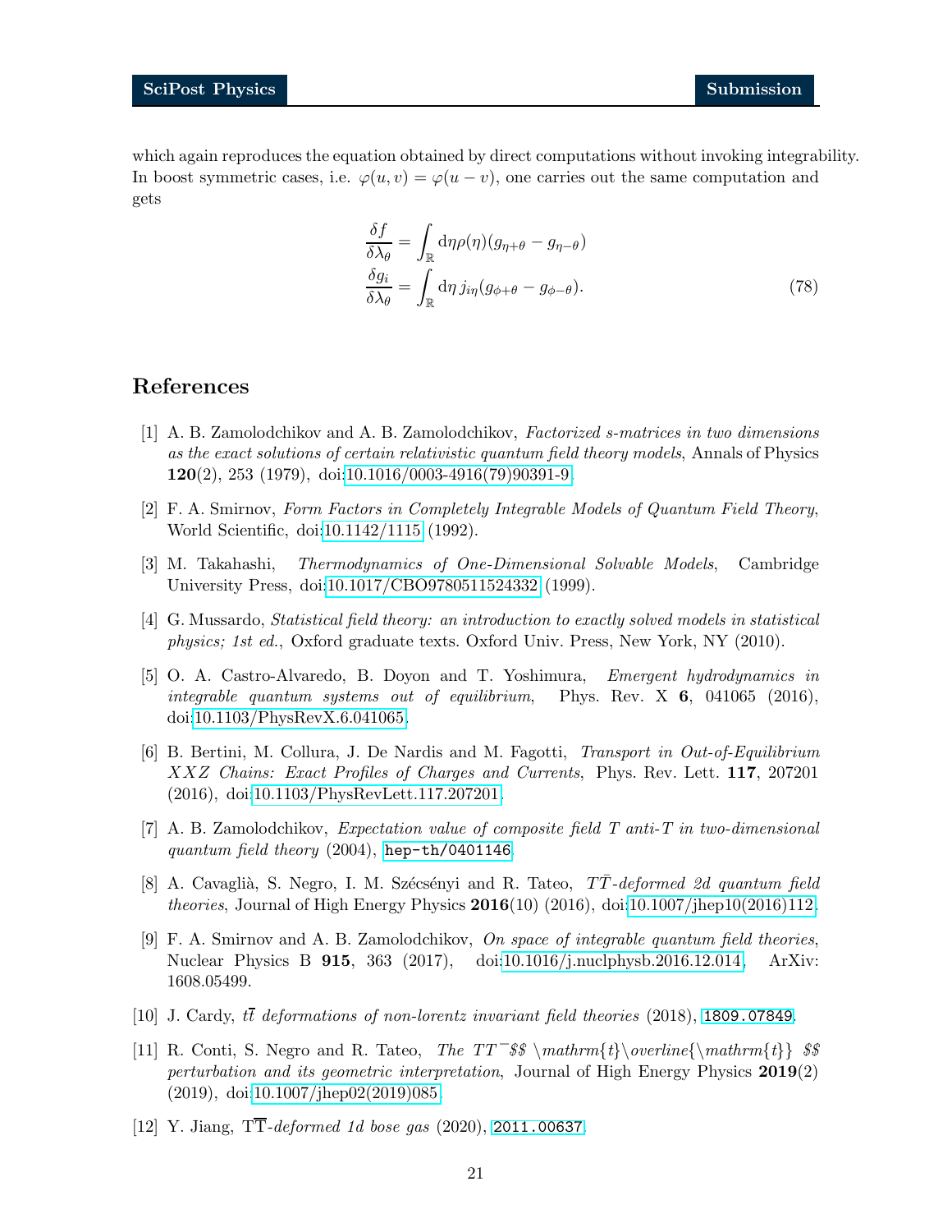which again reproduces the equation obtained by direct computations without invoking integrability. In boost symmetric cases, i.e. $\varphi(u,v) = \varphi(u-v)$, one carries out the same computation and gets

$$
\begin{aligned}
\frac{\delta f}{\delta \lambda_\theta} &= \int_{\mathbb{R}} \mathrm{d}\eta \rho(\eta)(g_{\eta+\theta} - g_{\eta-\theta}) \\
\frac{\delta g_i}{\delta \lambda_\theta} &= \int_{\mathbb{R}} \mathrm{d}\eta \, j_{i\eta}(g_{\phi+\theta} - g_{\phi-\theta}).
\end{aligned}
\tag{78}
$$

# References

[1] A. B. Zamolodchikov and A. B. Zamolodchikov, *Factorized s-matrices in two dimensions as the exact solutions of certain relativistic quantum field theory models*, Annals of Physics **120**(2), 253 (1979), doi:10.1016/0003-4916(79)90391-9.

[2] F. A. Smirnov, *Form Factors in Completely Integrable Models of Quantum Field Theory*, World Scientific, doi:10.1142/1115 (1992).

[3] M. Takahashi, *Thermodynamics of One-Dimensional Solvable Models*, Cambridge University Press, doi:10.1017/CBO9780511524332 (1999).

[4] G. Mussardo, *Statistical field theory: an introduction to exactly solved models in statistical physics; 1st ed.*, Oxford graduate texts. Oxford Univ. Press, New York, NY (2010).

[5] O. A. Castro-Alvaredo, B. Doyon and T. Yoshimura, *Emergent hydrodynamics in integrable quantum systems out of equilibrium*, Phys. Rev. X **6**, 041065 (2016), doi:10.1103/PhysRevX.6.041065.

[6] B. Bertini, M. Collura, J. De Nardis and M. Fagotti, *Transport in Out-of-Equilibrium XXZ Chains: Exact Profiles of Charges and Currents*, Phys. Rev. Lett. **117**, 207201 (2016), doi:10.1103/PhysRevLett.117.207201.

[7] A. B. Zamolodchikov, *Expectation value of composite field T anti-T in two-dimensional quantum field theory* (2004), hep-th/0401146.

[8] A. Cavaglià, S. Negro, I. M. Szécsényi and R. Tateo, *$T\bar{T}$-deformed 2d quantum field theories*, Journal of High Energy Physics **2016**(10) (2016), doi:10.1007/jhep10(2016)112.

[9] F. A. Smirnov and A. B. Zamolodchikov, *On space of integrable quantum field theories*, Nuclear Physics B **915**, 363 (2017), doi:10.1016/j.nuclphysb.2016.12.014, ArXiv: 1608.05499.

[10] J. Cardy, *$t\bar{t}$ deformations of non-lorentz invariant field theories* (2018), 1809.07849.

[11] R. Conti, S. Negro and R. Tateo, *The $TT^{-}$$ \mathrm{t}\overline{\mathrm{t}} $$ perturbation and its geometric interpretation*, Journal of High Energy Physics **2019**(2) (2019), doi:10.1007/jhep02(2019)085.

[12] Y. Jiang, *$\mathrm{T}\overline{\mathrm{T}}$-deformed 1d bose gas* (2020), 2011.00637.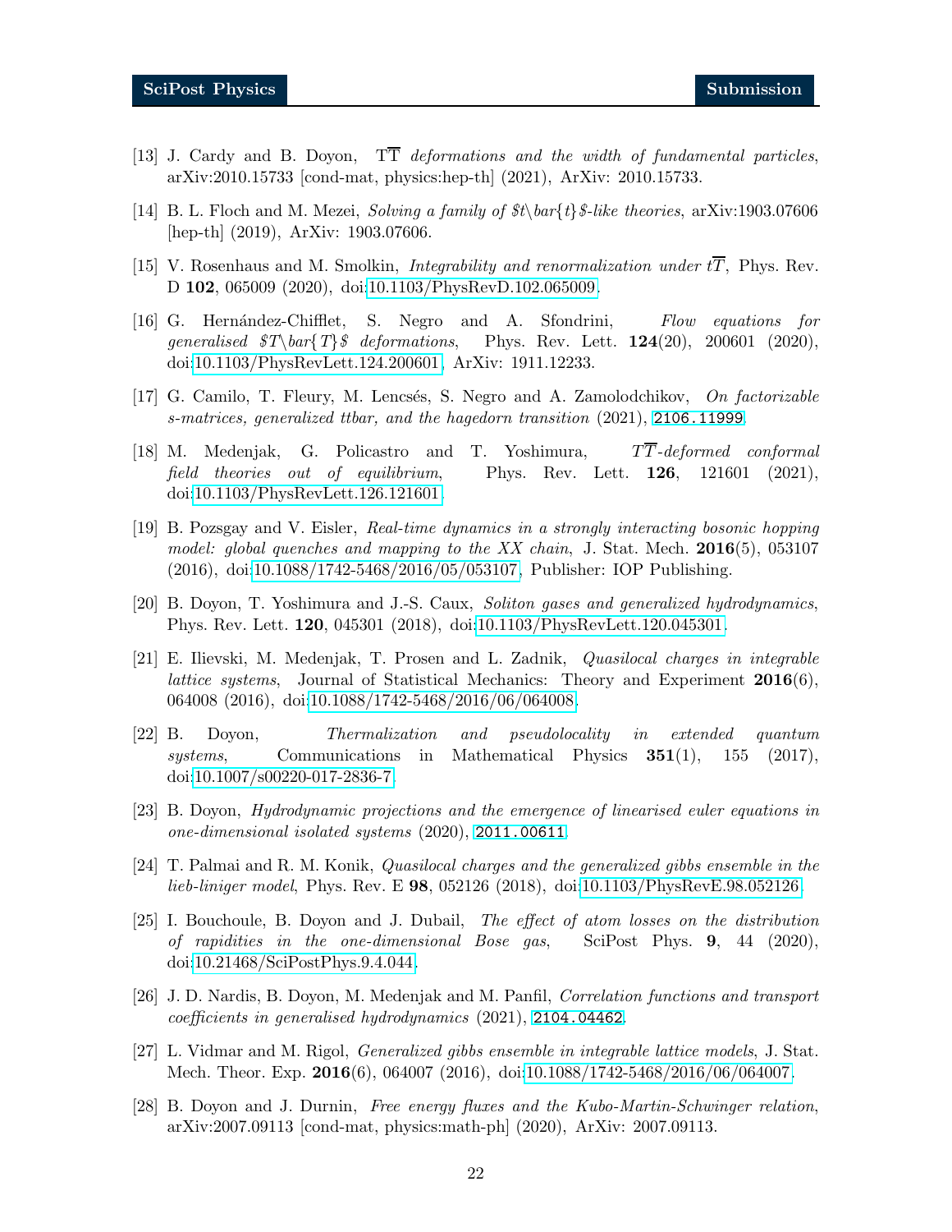[13] J. Cardy and B. Doyon, $\mathrm{T\overline{T}}$ *deformations and the width of fundamental particles*, arXiv:2010.15733 [cond-mat, physics:hep-th] (2021), ArXiv: 2010.15733.

[14] B. L. Floch and M. Mezei, *Solving a family of $t\bar{t}$-like theories*, arXiv:1903.07606 [hep-th] (2019), ArXiv: 1903.07606.

[15] V. Rosenhaus and M. Smolkin, *Integrability and renormalization under $t\overline{T}$*, Phys. Rev. D **102**, 065009 (2020), doi:10.1103/PhysRevD.102.065009.

[16] G. Hernández-Chifflet, S. Negro and A. Sfondrini, *Flow equations for generalised $T\bar{T}$ deformations*, Phys. Rev. Lett. **124**(20), 200601 (2020), doi:10.1103/PhysRevLett.124.200601, ArXiv: 1911.12233.

[17] G. Camilo, T. Fleury, M. Lencsés, S. Negro and A. Zamolodchikov, *On factorizable s-matrices, generalized ttbar, and the hagedorn transition* (2021), 2106.11999.

[18] M. Medenjak, G. Policastro and T. Yoshimura, *$T\overline{T}$-deformed conformal field theories out of equilibrium*, Phys. Rev. Lett. **126**, 121601 (2021), doi:10.1103/PhysRevLett.126.121601.

[19] B. Pozsgay and V. Eisler, *Real-time dynamics in a strongly interacting bosonic hopping model: global quenches and mapping to the XX chain*, J. Stat. Mech. **2016**(5), 053107 (2016), doi:10.1088/1742-5468/2016/05/053107, Publisher: IOP Publishing.

[20] B. Doyon, T. Yoshimura and J.-S. Caux, *Soliton gases and generalized hydrodynamics*, Phys. Rev. Lett. **120**, 045301 (2018), doi:10.1103/PhysRevLett.120.045301.

[21] E. Ilievski, M. Medenjak, T. Prosen and L. Zadnik, *Quasilocal charges in integrable lattice systems*, Journal of Statistical Mechanics: Theory and Experiment **2016**(6), 064008 (2016), doi:10.1088/1742-5468/2016/06/064008.

[22] B. Doyon, *Thermalization and pseudolocality in extended quantum systems*, Communications in Mathematical Physics **351**(1), 155 (2017), doi:10.1007/s00220-017-2836-7.

[23] B. Doyon, *Hydrodynamic projections and the emergence of linearised euler equations in one-dimensional isolated systems* (2020), 2011.00611.

[24] T. Palmai and R. M. Konik, *Quasilocal charges and the generalized gibbs ensemble in the lieb-liniger model*, Phys. Rev. E **98**, 052126 (2018), doi:10.1103/PhysRevE.98.052126.

[25] I. Bouchoule, B. Doyon and J. Dubail, *The effect of atom losses on the distribution of rapidities in the one-dimensional Bose gas*, SciPost Phys. **9**, 44 (2020), doi:10.21468/SciPostPhys.9.4.044.

[26] J. D. Nardis, B. Doyon, M. Medenjak and M. Panfil, *Correlation functions and transport coefficients in generalised hydrodynamics* (2021), 2104.04462.

[27] L. Vidmar and M. Rigol, *Generalized gibbs ensemble in integrable lattice models*, J. Stat. Mech. Theor. Exp. **2016**(6), 064007 (2016), doi:10.1088/1742-5468/2016/06/064007.

[28] B. Doyon and J. Durnin, *Free energy fluxes and the Kubo-Martin-Schwinger relation*, arXiv:2007.09113 [cond-mat, physics:math-ph] (2020), ArXiv: 2007.09113.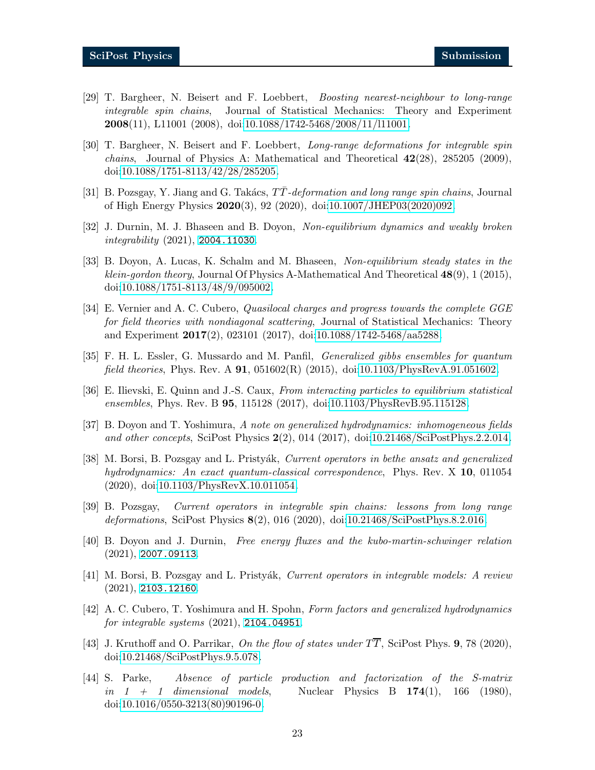[29] T. Bargheer, N. Beisert and F. Loebbert, *Boosting nearest-neighbour to long-range integrable spin chains*, Journal of Statistical Mechanics: Theory and Experiment **2008**(11), L11001 (2008), doi:10.1088/1742-5468/2008/11/l11001.

[30] T. Bargheer, N. Beisert and F. Loebbert, *Long-range deformations for integrable spin chains*, Journal of Physics A: Mathematical and Theoretical **42**(28), 285205 (2009), doi:10.1088/1751-8113/42/28/285205.

[31] B. Pozsgay, Y. Jiang and G. Takács, *$T\bar{T}$-deformation and long range spin chains*, Journal of High Energy Physics **2020**(3), 92 (2020), doi:10.1007/JHEP03(2020)092.

[32] J. Durnin, M. J. Bhaseen and B. Doyon, *Non-equilibrium dynamics and weakly broken integrability* (2021), 2004.11030.

[33] B. Doyon, A. Lucas, K. Schalm and M. Bhaseen, *Non-equilibrium steady states in the klein-gordon theory*, Journal Of Physics A-Mathematical And Theoretical **48**(9), 1 (2015), doi:10.1088/1751-8113/48/9/095002.

[34] E. Vernier and A. C. Cubero, *Quasilocal charges and progress towards the complete GGE for field theories with nondiagonal scattering*, Journal of Statistical Mechanics: Theory and Experiment **2017**(2), 023101 (2017), doi:10.1088/1742-5468/aa5288.

[35] F. H. L. Essler, G. Mussardo and M. Panfil, *Generalized gibbs ensembles for quantum field theories*, Phys. Rev. A **91**, 051602(R) (2015), doi:10.1103/PhysRevA.91.051602.

[36] E. Ilievski, E. Quinn and J.-S. Caux, *From interacting particles to equilibrium statistical ensembles*, Phys. Rev. B **95**, 115128 (2017), doi:10.1103/PhysRevB.95.115128.

[37] B. Doyon and T. Yoshimura, *A note on generalized hydrodynamics: inhomogeneous fields and other concepts*, SciPost Physics **2**(2), 014 (2017), doi:10.21468/SciPostPhys.2.2.014.

[38] M. Borsi, B. Pozsgay and L. Pristyák, *Current operators in bethe ansatz and generalized hydrodynamics: An exact quantum-classical correspondence*, Phys. Rev. X **10**, 011054 (2020), doi:10.1103/PhysRevX.10.011054.

[39] B. Pozsgay, *Current operators in integrable spin chains: lessons from long range deformations*, SciPost Physics **8**(2), 016 (2020), doi:10.21468/SciPostPhys.8.2.016.

[40] B. Doyon and J. Durnin, *Free energy fluxes and the kubo-martin-schwinger relation* (2021), 2007.09113.

[41] M. Borsi, B. Pozsgay and L. Pristyák, *Current operators in integrable models: A review* (2021), 2103.12160.

[42] A. C. Cubero, T. Yoshimura and H. Spohn, *Form factors and generalized hydrodynamics for integrable systems* (2021), 2104.04951.

[43] J. Kruthoff and O. Parrikar, *On the flow of states under $T\overline{T}$*, SciPost Phys. **9**, 78 (2020), doi:10.21468/SciPostPhys.9.5.078.

[44] S. Parke, *Absence of particle production and factorization of the S-matrix in 1 + 1 dimensional models*, Nuclear Physics B **174**(1), 166 (1980), doi:10.1016/0550-3213(80)90196-0.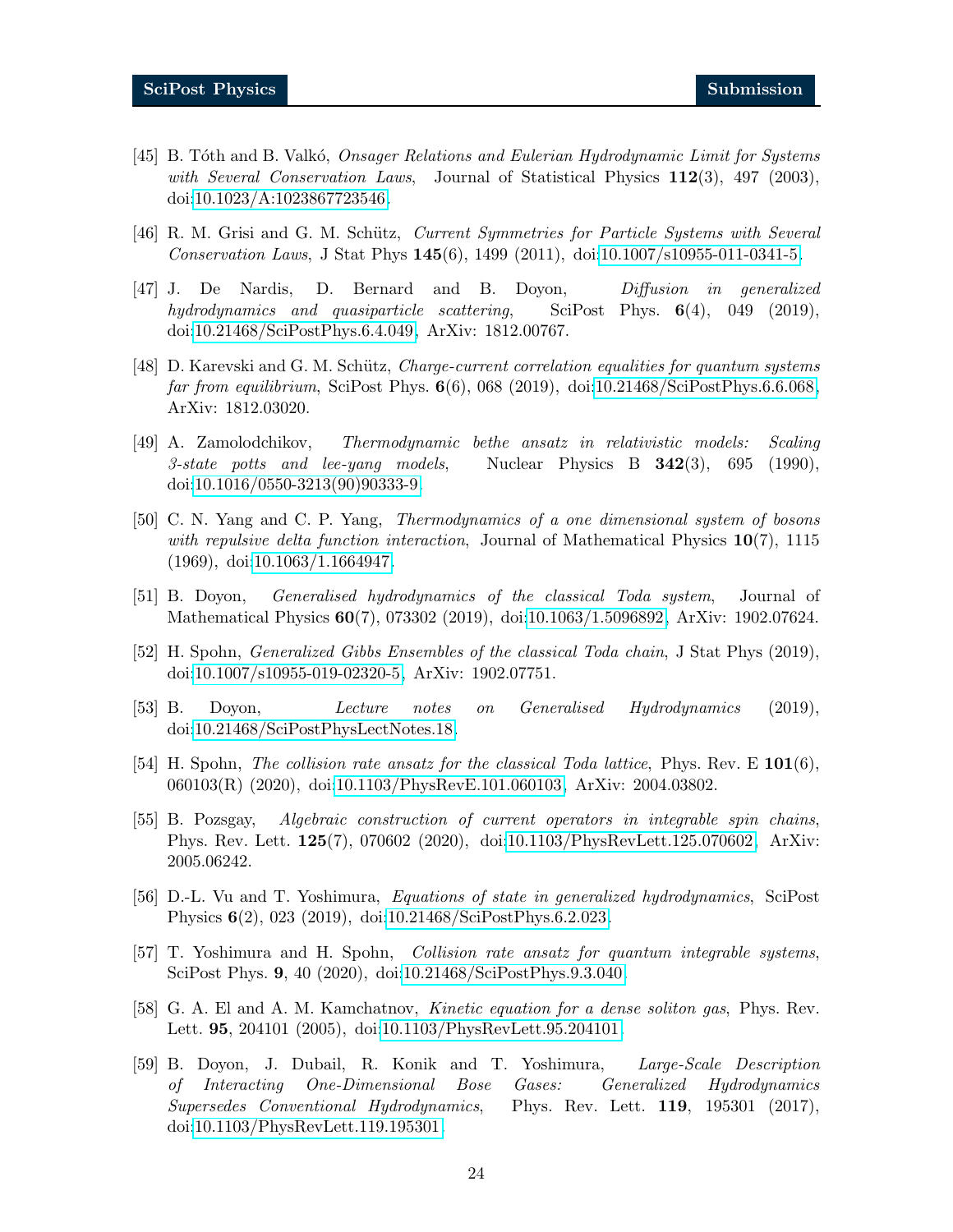[45] B. Tóth and B. Valkó, *Onsager Relations and Eulerian Hydrodynamic Limit for Systems with Several Conservation Laws*, Journal of Statistical Physics **112**(3), 497 (2003), doi:10.1023/A:1023867723546.

[46] R. M. Grisi and G. M. Schütz, *Current Symmetries for Particle Systems with Several Conservation Laws*, J Stat Phys **145**(6), 1499 (2011), doi:10.1007/s10955-011-0341-5.

[47] J. De Nardis, D. Bernard and B. Doyon, *Diffusion in generalized hydrodynamics and quasiparticle scattering*, SciPost Phys. **6**(4), 049 (2019), doi:10.21468/SciPostPhys.6.4.049, ArXiv: 1812.00767.

[48] D. Karevski and G. M. Schütz, *Charge-current correlation equalities for quantum systems far from equilibrium*, SciPost Phys. **6**(6), 068 (2019), doi:10.21468/SciPostPhys.6.6.068, ArXiv: 1812.03020.

[49] A. Zamolodchikov, *Thermodynamic bethe ansatz in relativistic models: Scaling 3-state potts and lee-yang models*, Nuclear Physics B **342**(3), 695 (1990), doi:10.1016/0550-3213(90)90333-9.

[50] C. N. Yang and C. P. Yang, *Thermodynamics of a one dimensional system of bosons with repulsive delta function interaction*, Journal of Mathematical Physics **10**(7), 1115 (1969), doi:10.1063/1.1664947.

[51] B. Doyon, *Generalised hydrodynamics of the classical Toda system*, Journal of Mathematical Physics **60**(7), 073302 (2019), doi:10.1063/1.5096892, ArXiv: 1902.07624.

[52] H. Spohn, *Generalized Gibbs Ensembles of the classical Toda chain*, J Stat Phys (2019), doi:10.1007/s10955-019-02320-5, ArXiv: 1902.07751.

[53] B. Doyon, *Lecture notes on Generalised Hydrodynamics* (2019), doi:10.21468/SciPostPhysLectNotes.18.

[54] H. Spohn, *The collision rate ansatz for the classical Toda lattice*, Phys. Rev. E **101**(6), 060103(R) (2020), doi:10.1103/PhysRevE.101.060103, ArXiv: 2004.03802.

[55] B. Pozsgay, *Algebraic construction of current operators in integrable spin chains*, Phys. Rev. Lett. **125**(7), 070602 (2020), doi:10.1103/PhysRevLett.125.070602, ArXiv: 2005.06242.

[56] D.-L. Vu and T. Yoshimura, *Equations of state in generalized hydrodynamics*, SciPost Physics **6**(2), 023 (2019), doi:10.21468/SciPostPhys.6.2.023.

[57] T. Yoshimura and H. Spohn, *Collision rate ansatz for quantum integrable systems*, SciPost Phys. **9**, 40 (2020), doi:10.21468/SciPostPhys.9.3.040.

[58] G. A. El and A. M. Kamchatnov, *Kinetic equation for a dense soliton gas*, Phys. Rev. Lett. **95**, 204101 (2005), doi:10.1103/PhysRevLett.95.204101.

[59] B. Doyon, J. Dubail, R. Konik and T. Yoshimura, *Large-Scale Description of Interacting One-Dimensional Bose Gases: Generalized Hydrodynamics Supersedes Conventional Hydrodynamics*, Phys. Rev. Lett. **119**, 195301 (2017), doi:10.1103/PhysRevLett.119.195301.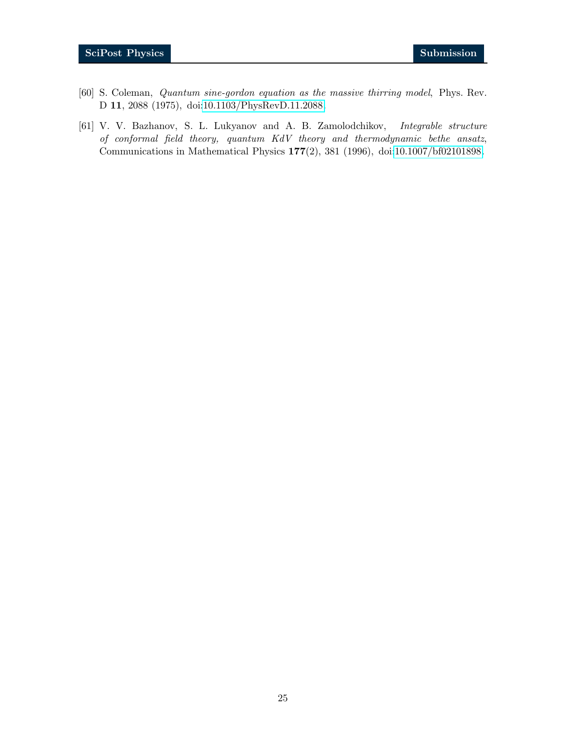[60] S. Coleman, *Quantum sine-gordon equation as the massive thirring model*, Phys. Rev. D **11**, 2088 (1975), doi:10.1103/PhysRevD.11.2088.

[61] V. V. Bazhanov, S. L. Lukyanov and A. B. Zamolodchikov, *Integrable structure of conformal field theory, quantum KdV theory and thermodynamic bethe ansatz*, Communications in Mathematical Physics **177**(2), 381 (1996), doi:10.1007/bf02101898.